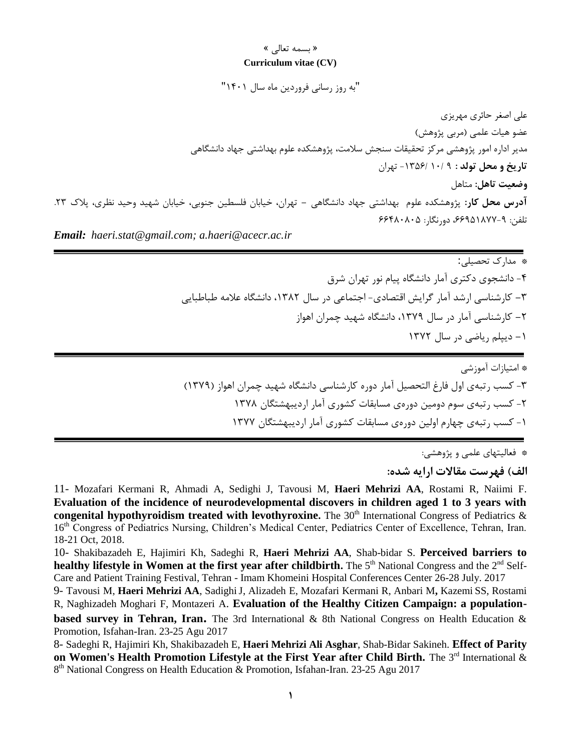« بسمه تعالی »

**Curriculum vitae (CV)**

"به روز رسانی فروردین ماه سال ۱۴۰۱"

علی اصغر حائری مهریزی

عضو هیات علمی (مربی پژوهش)

مدیر اداره امور پژوهشی مرکز تحقیقات سنجش سلامت، پژوهشکده علوم بهداشتی جهاد دانشگاهی

**تاریخ و محل تولد :** ۹ /۱۰ /۱۳۵۶- تهران

**وضعیت تاهل:** متاهل

**آدرس محل کار:** پژوهشکده علوم بهداشتی جهاد دانشگاهی - تهران، خیابان فلسطین جنوبی، خیابان شهید وحید نظری، پلاک ۲۳.

تلفن: ۹-۶۶۹۵۱۸۷۷، دورنگار: ۶۶۴۸۰۸۰۵

***Email:*** *haeri.stat@gmail.com; a.haeri@acecr.ac.ir*

---

❋ مدارک تحصیلی:

۴- دانشجوی دکتری آمار دانشگاه پیام نور تهران شرق

۳- کارشناسی ارشد آمار گرایش اقتصادی- اجتماعی در سال ۱۳۸۲، دانشگاه علامه طباطبایی

۲- کارشناسی آمار در سال ۱۳۷۹، دانشگاه شهید چمران اهواز

۱- دیپلم ریاضی در سال ۱۳۷۲

---

❋ امتیازات آموزشی

۳- کسب رتبه‌ی اول فارغ التحصیل آمار دوره کارشناسی دانشگاه شهید چمران اهواز (۱۳۷۹)

۲- کسب رتبه‌ی سوم دومین دوره‌ی مسابقات کشوری آمار اردیبهشتگان ۱۳۷۸

۱- کسب رتبه‌ی چهارم اولین دوره‌ی مسابقات کشوری آمار اردیبهشتگان ۱۳۷۷

---

❋ فعالیتهای علمی و پژوهشی:

### الف) فهرست مقالات ارایه شده:

11- Mozafari Kermani R, Ahmadi A, Sedighi J, Tavousi M, **Haeri Mehrizi AA**, Rostami R, Naiimi F. **Evaluation of the incidence of neurodevelopmental discovers in children aged 1 to 3 years with congenital hypothyroidism treated with levothyroxine.** The 30th International Congress of Pediatrics & 16th Congress of Pediatrics Nursing, Children's Medical Center, Pediatrics Center of Excellence, Tehran, Iran. 18-21 Oct, 2018.

10- Shakibazadeh E, Hajimiri Kh, Sadeghi R, **Haeri Mehrizi AA**, Shab-bidar S. **Perceived barriers to healthy lifestyle in Women at the first year after childbirth.** The 5th National Congress and the 2nd Self-Care and Patient Training Festival, Tehran - Imam Khomeini Hospital Conferences Center 26-28 July. 2017

9- Tavousi M, **Haeri Mehrizi AA**, Sadighi J, Alizadeh E, Mozafari Kermani R, Anbari M**,** Kazemi SS, Rostami R, Naghizadeh Moghari F, Montazeri A. **Evaluation of the Healthy Citizen Campaign: a population-based survey in Tehran, Iran.** The 3rd International & 8th National Congress on Health Education & Promotion, Isfahan-Iran. 23-25 Agu 2017

8- Sadeghi R, Hajimiri Kh, Shakibazadeh E, **Haeri Mehrizi Ali Asghar**, Shab-Bidar Sakineh. **Effect of Parity on Women's Health Promotion Lifestyle at the First Year after Child Birth.** The 3rd International & 8th National Congress on Health Education & Promotion, Isfahan-Iran. 23-25 Agu 2017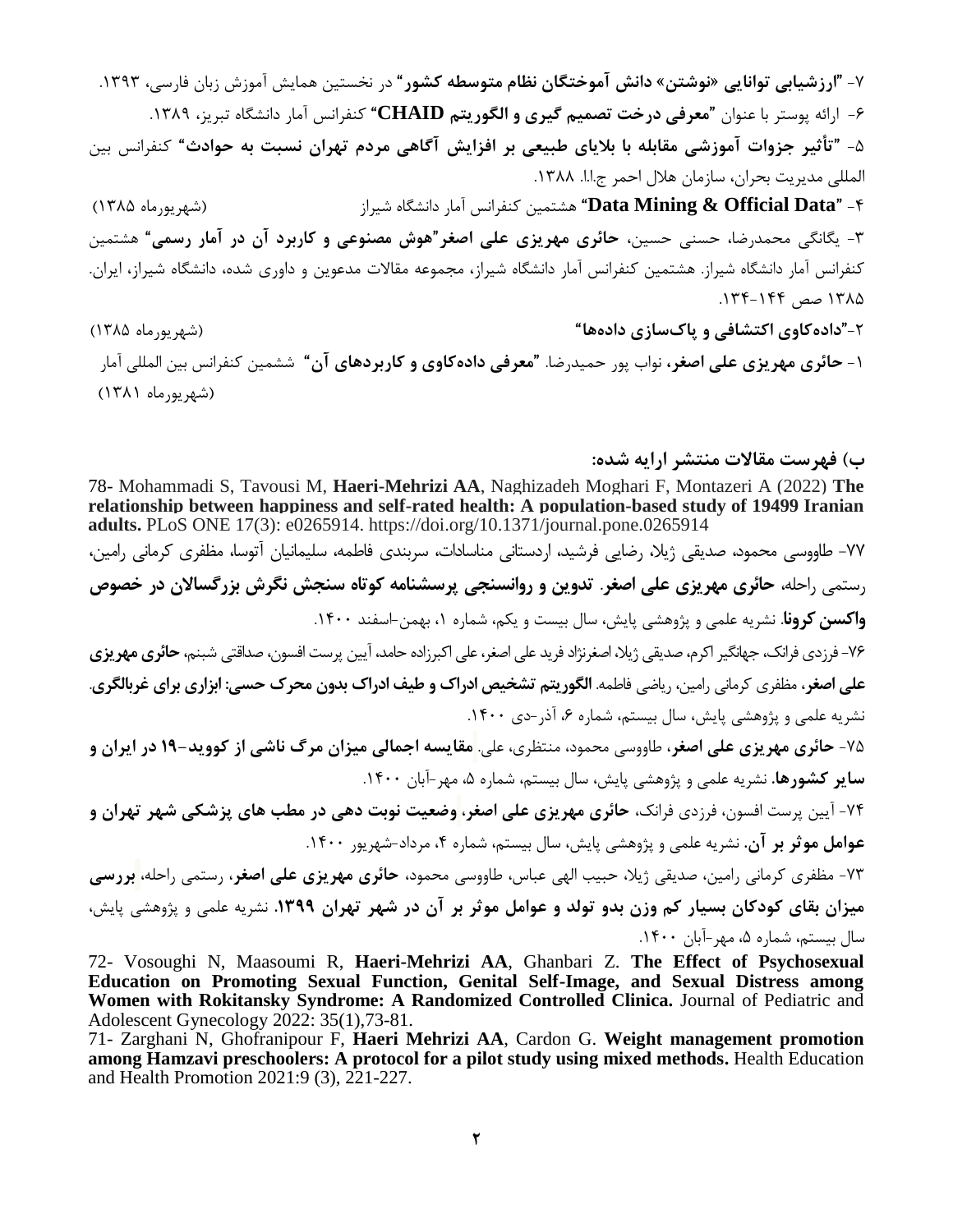۷- "**ارزشیابی توانایی «نوشتن» دانش آموختگان نظام متوسطه کشور**" در نخستین همایش آموزش زبان فارسی، ۱۳۹۳.

۶- ارائه پوستر با عنوان "**معرفی درخت تصمیم گیری و الگوریتم CHAID**" کنفرانس آمار دانشگاه تبریز، ۱۳۸۹.

۵- "**تأثیر جزوات آموزشی مقابله با بلایای طبیعی بر افزایش آگاهی مردم تهران نسبت به حوادث**" کنفرانس بین المللی مدیریت بحران، سازمان هلال احمر ج.ا.ا. ۱۳۸۸.

۴- "**Data Mining & Official Data**" هشتمین کنفرانس آمار دانشگاه شیراز (شهریورماه ۱۳۸۵)

۳- یگانگی محمدرضا، حسنی حسین، **حائری مهریزی علی اصغر**"**هوش مصنوعی و کاربرد آن در آمار رسمی**" هشتمین کنفرانس آمار دانشگاه شیراز. هشتمین کنفرانس آمار دانشگاه شیراز، مجموعه مقالات مدعوین و داوری شده، دانشگاه شیراز، ایران. ۱۳۸۵ صص ۱۴۴-۱۳۴.

۲-"**داده‌کاوی اکتشافی و پاک‌سازی داده‌ها**" (شهریورماه ۱۳۸۵)

۱- **حائری مهریزی علی اصغر**، نواب پور حمیدرضا. "**معرفی داده‌کاوی و کاربردهای آن**" ششمین کنفرانس بین المللی آمار (شهریورماه ۱۳۸۱)

### ب) فهرست مقالات منتشر ارایه شده:

78- Mohammadi S, Tavousi M, **Haeri-Mehrizi AA**, Naghizadeh Moghari F, Montazeri A (2022) **The relationship between happiness and self-rated health: A population-based study of 19499 Iranian adults.** PLoS ONE 17(3): e0265914. https://doi.org/10.1371/journal.pone.0265914

۷۷- طاووسی محمود، صدیقی ژیلا، رضایی فرشید، اردستانی مناسادات، سربندی فاطمه، سلیمانیان آتوسا، مظفری کرمانی رامین، رستمی راحله، **حائری مهریزی علی اصغر**. **تدوین و روانسنجی پرسشنامه کوتاه سنجش نگرش بزرگسالان در خصوص واکسن کرونا**. نشریه علمی و پژوهشی پایش، سال بیست و یکم، شماره ۱، بهمن-اسفند ۱۴۰۰.

۷۶- فرزدی فرانک، جهانگیر اکرم، صدیقی ژیلا، اصغرنژاد فرید علی اصغر، علی اکبرزاده حامد، آیین پرست افسون، صداقتی شبنم، **حائری مهریزی علی اصغر**، مظفری کرمانی رامین، ریاضی فاطمه. **الگوریتم تشخیص ادراک و طیف ادراک بدون محرک حسی: ابزاری برای غربالگری**. نشریه علمی و پژوهشی پایش، سال بیستم، شماره ۶، آذر-دی ۱۴۰۰.

۷۵- **حائری مهریزی علی اصغر**، طاووسی محمود، منتظری، علی. **مقایسه اجمالی میزان مرگ ناشی از کووید-۱۹ در ایران و سایر کشورها**. نشریه علمی و پژوهشی پایش، سال بیستم، شماره ۵، مهر-آبان ۱۴۰۰.

۷۴- آیین پرست افسون، فرزدی فرانک، **حائری مهریزی علی اصغر**، **وضعیت نوبت دهی در مطب های پزشکی شهر تهران و عوامل موثر بر آن**. نشریه علمی و پژوهشی پایش، سال بیستم، شماره ۴، مرداد-شهریور ۱۴۰۰.

۷۳- مظفری کرمانی رامین، صدیقی ژیلا، حبیب الهی عباس، طاووسی محمود، **حائری مهریزی علی اصغر**، رستمی راحله، **بررسی میزان بقای کودکان بسیار کم وزن بدو تولد و عوامل موثر بر آن در شهر تهران ۱۳۹۹**. نشریه علمی و پژوهشی پایش، سال بیستم، شماره ۵، مهر-آبان ۱۴۰۰.

72- Vosoughi N, Maasoumi R, **Haeri-Mehrizi AA**, Ghanbari Z. **The Effect of Psychosexual Education on Promoting Sexual Function, Genital Self-Image, and Sexual Distress among Women with Rokitansky Syndrome: A Randomized Controlled Clinica.** Journal of Pediatric and Adolescent Gynecology 2022: 35(1),73-81.

71- Zarghani N, Ghofranipour F, **Haeri Mehrizi AA**, Cardon G. **Weight management promotion among Hamzavi preschoolers: A protocol for a pilot study using mixed methods.** Health Education and Health Promotion 2021:9 (3), 221-227.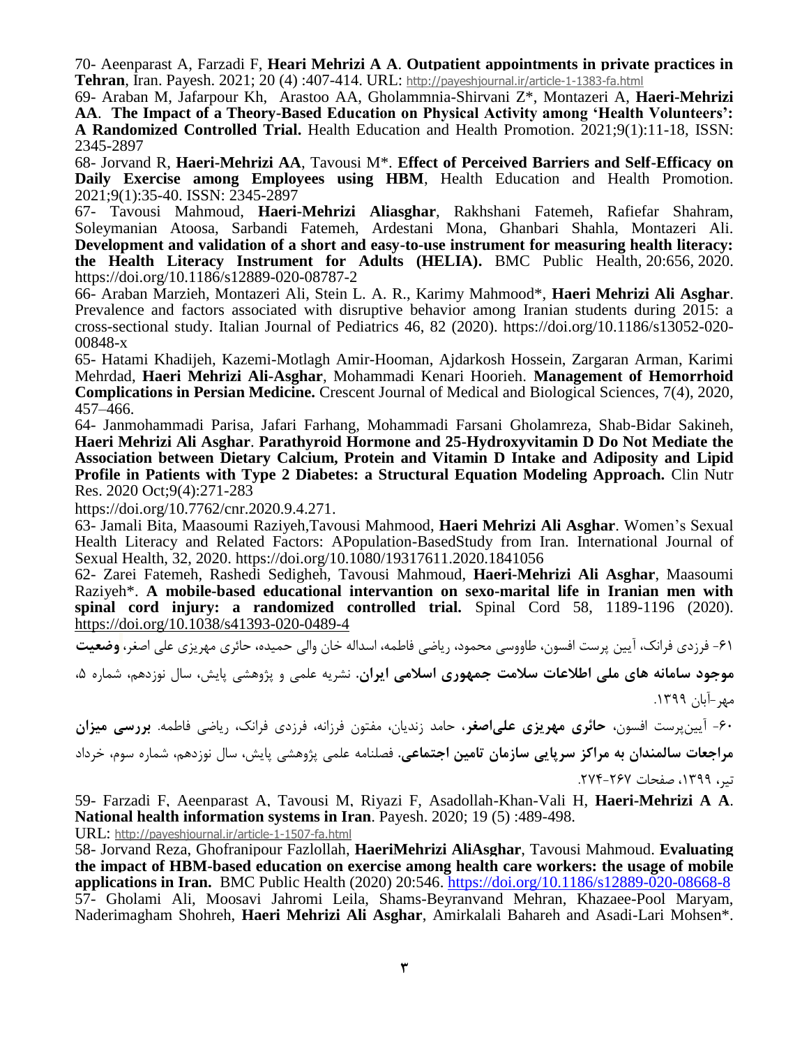70- Aeenparast A, Farzadi F, **Heari Mehrizi A A**. **Outpatient appointments in private practices in Tehran**, Iran. Payesh. 2021; 20 (4) :407-414. URL: http://payeshjournal.ir/article-1-1383-fa.html

69- Araban M, Jafarpour Kh, Arastoo AA, Gholammnia-Shirvani Z*, Montazeri A, **Haeri-Mehrizi AA**. **The Impact of a Theory-Based Education on Physical Activity among 'Health Volunteers': A Randomized Controlled Trial.** Health Education and Health Promotion. 2021;9(1):11-18, ISSN: 2345-2897

68- Jorvand R, **Haeri-Mehrizi AA**, Tavousi M*. **Effect of Perceived Barriers and Self-Efficacy on Daily Exercise among Employees using HBM**, Health Education and Health Promotion. 2021;9(1):35-40. ISSN: 2345-2897

67- Tavousi Mahmoud, **Haeri-Mehrizi Aliasghar**, Rakhshani Fatemeh, Rafiefar Shahram, Soleymanian Atoosa, Sarbandi Fatemeh, Ardestani Mona, Ghanbari Shahla, Montazeri Ali. **Development and validation of a short and easy-to-use instrument for measuring health literacy: the Health Literacy Instrument for Adults (HELIA).** BMC Public Health, 20:656, 2020. https://doi.org/10.1186/s12889-020-08787-2

66- Araban Marzieh, Montazeri Ali, Stein L. A. R., Karimy Mahmood*, **Haeri Mehrizi Ali Asghar**. Prevalence and factors associated with disruptive behavior among Iranian students during 2015: a cross-sectional study. Italian Journal of Pediatrics 46, 82 (2020). https://doi.org/10.1186/s13052-020-00848-x

65- Hatami Khadijeh, Kazemi-Motlagh Amir-Hooman, Ajdarkosh Hossein, Zargaran Arman, Karimi Mehrdad, **Haeri Mehrizi Ali-Asghar**, Mohammadi Kenari Hoorieh. **Management of Hemorrhoid Complications in Persian Medicine.** Crescent Journal of Medical and Biological Sciences, 7(4), 2020, 457–466.

64- Janmohammadi Parisa, Jafari Farhang, Mohammadi Farsani Gholamreza, Shab-Bidar Sakineh, **Haeri Mehrizi Ali Asghar**. **Parathyroid Hormone and 25-Hydroxyvitamin D Do Not Mediate the Association between Dietary Calcium, Protein and Vitamin D Intake and Adiposity and Lipid Profile in Patients with Type 2 Diabetes: a Structural Equation Modeling Approach.** Clin Nutr Res. 2020 Oct;9(4):271-283 https://doi.org/10.7762/cnr.2020.9.4.271.

63- Jamali Bita, Maasoumi Raziyeh,Tavousi Mahmood, **Haeri Mehrizi Ali Asghar**. Women's Sexual Health Literacy and Related Factors: APopulation-BasedStudy from Iran. International Journal of Sexual Health, 32, 2020. https://doi.org/10.1080/19317611.2020.1841056

62- Zarei Fatemeh, Rashedi Sedigheh, Tavousi Mahmoud, **Haeri-Mehrizi Ali Asghar**, Maasoumi Raziyeh*. **A mobile-based educational intervention on sexo-marital life in Iranian men with spinal cord injury: a randomized controlled trial.** Spinal Cord 58, 1189-1196 (2020). https://doi.org/10.1038/s41393-020-0489-4

۶۱- فرزدی فرانک، آیین پرست افسون، طاووسی محمود، ریاضی فاطمه، اسداله خان والی حمیده، حائری مهریزی علی اصغر، **وضعیت موجود سامانه های ملی اطلاعات سلامت جمهوری اسلامی ایران**. نشریه علمی و پژوهشی پایش، سال نوزدهم، شماره ۵، مهر-آبان ۱۳۹۹.

۶۰- آیین‌پرست افسون، **حائری مهریزی علی‌اصغر**، حامد زندیان، مفتون فرزانه، فرزدی فرانک، ریاضی فاطمه. **بررسی میزان مراجعات سالمندان به مراکز سرپایی سازمان تامین اجتماعی**. فصلنامه علمی پژوهشی پایش، سال نوزدهم، شماره سوم، خرداد تیر، ۱۳۹۹، صفحات ۲۶۷-۲۷۴.

59- Farzadi F, Aeenparast A, Tavousi M, Riyazi F, Asadollah-Khan-Vali H, **Haeri-Mehrizi A A**. **National health information systems in Iran**. Payesh. 2020; 19 (5) :489-498. URL: http://payeshjournal.ir/article-1-1507-fa.html

58- Jorvand Reza, Ghofranipour Fazlollah, **HaeriMehrizi AliAsghar**, Tavousi Mahmoud. **Evaluating the impact of HBM-based education on exercise among health care workers: the usage of mobile applications in Iran.** BMC Public Health (2020) 20:546. https://doi.org/10.1186/s12889-020-08668-8

57- Gholami Ali, Moosavi Jahromi Leila, Shams-Beyranvand Mehran, Khazaee-Pool Maryam, Naderimagham Shohreh, **Haeri Mehrizi Ali Asghar**, Amirkalali Bahareh and Asadi-Lari Mohsen*.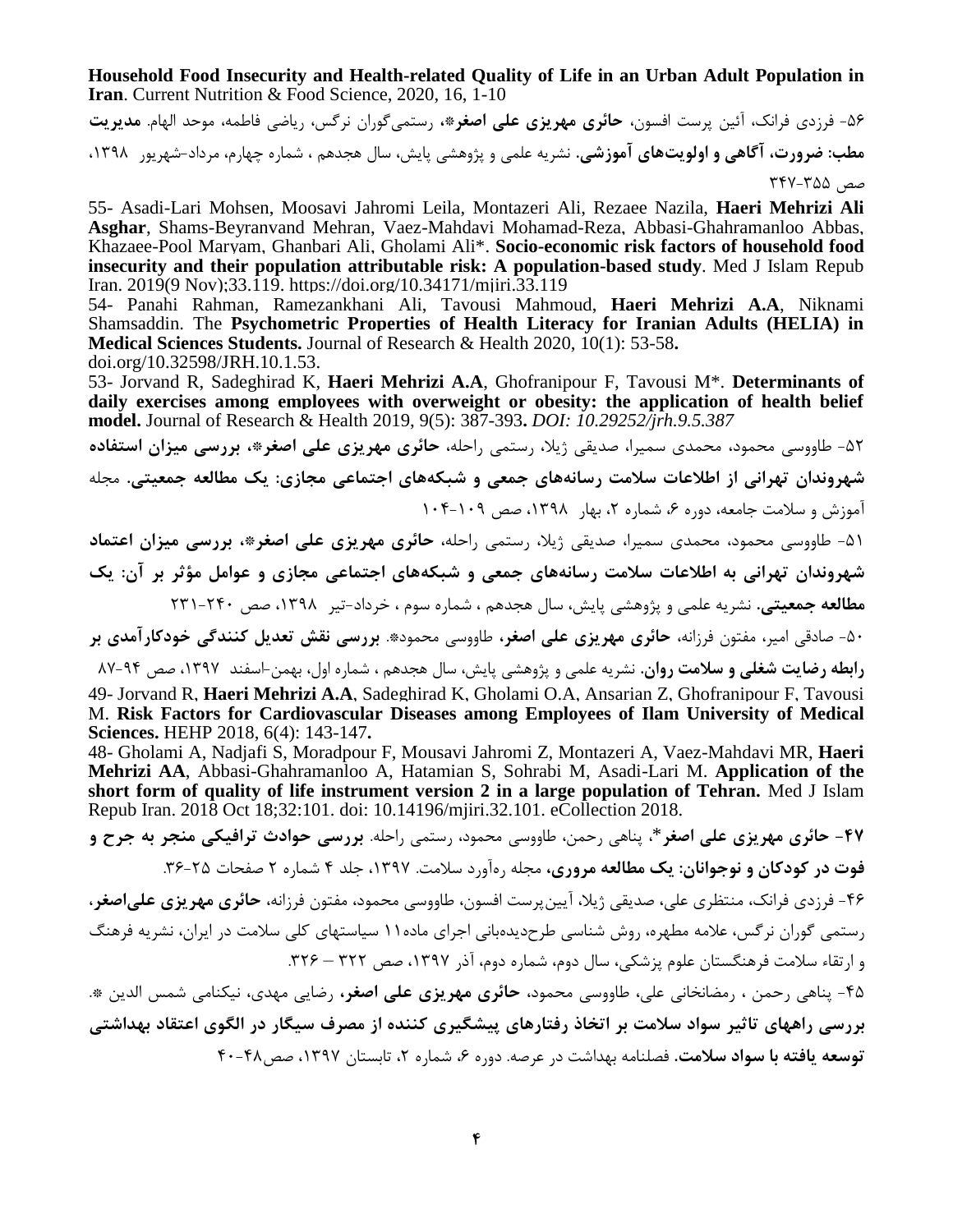**Household Food Insecurity and Health-related Quality of Life in an Urban Adult Population in Iran**. Current Nutrition & Food Science, 2020, 16, 1-10

۵۶- فرزدی فرانک، آئین پرست افسون، **حائری مهریزی علی اصغر***، رستمی‌گوران نرگس، ریاضی فاطمه، موحد الهام. **مدیریت مطب: ضرورت، آگاهی و اولویت‌های آموزشی**. نشریه علمی و پژوهشی پایش، سال هجدهم ، شماره چهارم، مرداد-شهریور ۱۳۹۸، صص ۳۵۵-۳۴۷

55- Asadi-Lari Mohsen, Moosavi Jahromi Leila, Montazeri Ali, Rezaee Nazila, **Haeri Mehrizi Ali Asghar**, Shams-Beyranvand Mehran, Vaez-Mahdavi Mohamad-Reza, Abbasi-Ghahramanloo Abbas, Khazaee-Pool Maryam, Ghanbari Ali, Gholami Ali*. **Socio-economic risk factors of household food insecurity and their population attributable risk: A population-based study**. Med J Islam Repub Iran. 2019(9 Nov);33.119. https://doi.org/10.34171/mjiri.33.119

54- Panahi Rahman, Ramezankhani Ali, Tavousi Mahmoud, **Haeri Mehrizi A.A**, Niknami Shamsaddin. The **Psychometric Properties of Health Literacy for Iranian Adults (HELIA) in Medical Sciences Students.** Journal of Research & Health 2020, 10(1): 53-58**.** doi.org/10.32598/JRH.10.1.53.

53- Jorvand R, Sadeghirad K, **Haeri Mehrizi A.A**, Ghofranipour F, Tavousi M*. **Determinants of daily exercises among employees with overweight or obesity: the application of health belief model.** Journal of Research & Health 2019, 9(5): 387-393**.** *DOI: 10.29252/jrh.9.5.387*

۵۲- طاووسی محمود، محمدی سمیرا، صدیقی ژیلا، رستمی راحله، **حائری مهریزی علی اصغر***، **بررسی میزان استفاده شهروندان تهرانی از اطلاعات سلامت رسانه‌های جمعی و شبکه‌های اجتماعی مجازی: یک مطالعه جمعیتی**. مجله آموزش و سلامت جامعه، دوره ۶، شماره ۲، بهار ۱۳۹۸، صص ۱۰۹-۱۰۴

۵۱- طاووسی محمود، محمدی سمیرا، صدیقی ژیلا، رستمی راحله، **حائری مهریزی علی اصغر***، **بررسی میزان اعتماد شهروندان تهرانی به اطلاعات سلامت رسانه‌های جمعی و شبکه‌های اجتماعی مجازی و عوامل مؤثر بر آن: یک مطالعه جمعیتی**. نشریه علمی و پژوهشی پایش، سال هجدهم ، شماره سوم ، خرداد-تیر ۱۳۹۸، صص ۲۴۰-۲۳۱

۵۰- صادقی امیر، مفتون فرزانه، **حائری مهریزی علی اصغر**، طاووسی محمود*. **بررسی نقش تعدیل کنندگی خودکارآمدی بر رابطه رضایت شغلی و سلامت روان**. نشریه علمی و پژوهشی پایش، سال هجدهم ، شماره اول، بهمن-اسفند ۱۳۹۷، صص ۹۴-۸۷

49- Jorvand R, **Haeri Mehrizi A.A**, Sadeghirad K, Gholami O.A, Ansarian Z, Ghofranipour F, Tavousi M. **Risk Factors for Cardiovascular Diseases among Employees of Ilam University of Medical Sciences.** HEHP 2018, 6(4): 143-147**.**

48- Gholami A, Nadjafi S, Moradpour F, Mousavi Jahromi Z, Montazeri A, Vaez-Mahdavi MR, **Haeri Mehrizi AA**, Abbasi-Ghahramanloo A, Hatamian S, Sohrabi M, Asadi-Lari M. **Application of the short form of quality of life instrument version 2 in a large population of Tehran.** Med J Islam Repub Iran. 2018 Oct 18;32:101. doi: 10.14196/mjiri.32.101. eCollection 2018.

**۴۷- حائری مهریزی علی اصغر***، پناهی رحمن، طاووسی محمود، رستمی راحله. **بررسی حوادث ترافیکی منجر به جرح و فوت در کودکان و نوجوانان: یک مطالعه مروری،** مجله ره‌آورد سلامت. ۱۳۹۷، جلد ۴ شماره ۲ صفحات ۲۵-۳۶.

۴۶- فرزدی فرانک، منتظری علی، صدیقی ژیلا، آیین‌پرست افسون، طاووسی محمود، مفتون فرزانه، **حائری مهریزی علی‌اصغر**، رستمی گوران نرگس، علامه مطهره، روش شناسی طرح‌دیده‌بانی اجرای ماده۱۱ سیاستهای کلی سلامت در ایران، نشریه فرهنگ و ارتقاء سلامت فرهنگستان علوم پزشکی، سال دوم، شماره دوم، آذر ۱۳۹۷، صص ۳۲۲ – ۳۲۶.

۴۵- پناهی رحمن ، رمضانخانی علی، طاووسی محمود، **حائری مهریزی علی اصغر**، رضایی مهدی، نیکنامی شمس الدین *. **بررسی راههای تاثیر سواد سلامت بر اتخاذ رفتارهای پیشگیری کننده از مصرف سیگار در الگوی اعتقاد بهداشتی توسعه یافته با سواد سلامت**. فصلنامه بهداشت در عرصه. دوره ۶، شماره ۲، تابستان ۱۳۹۷، صص۴۸-۴۰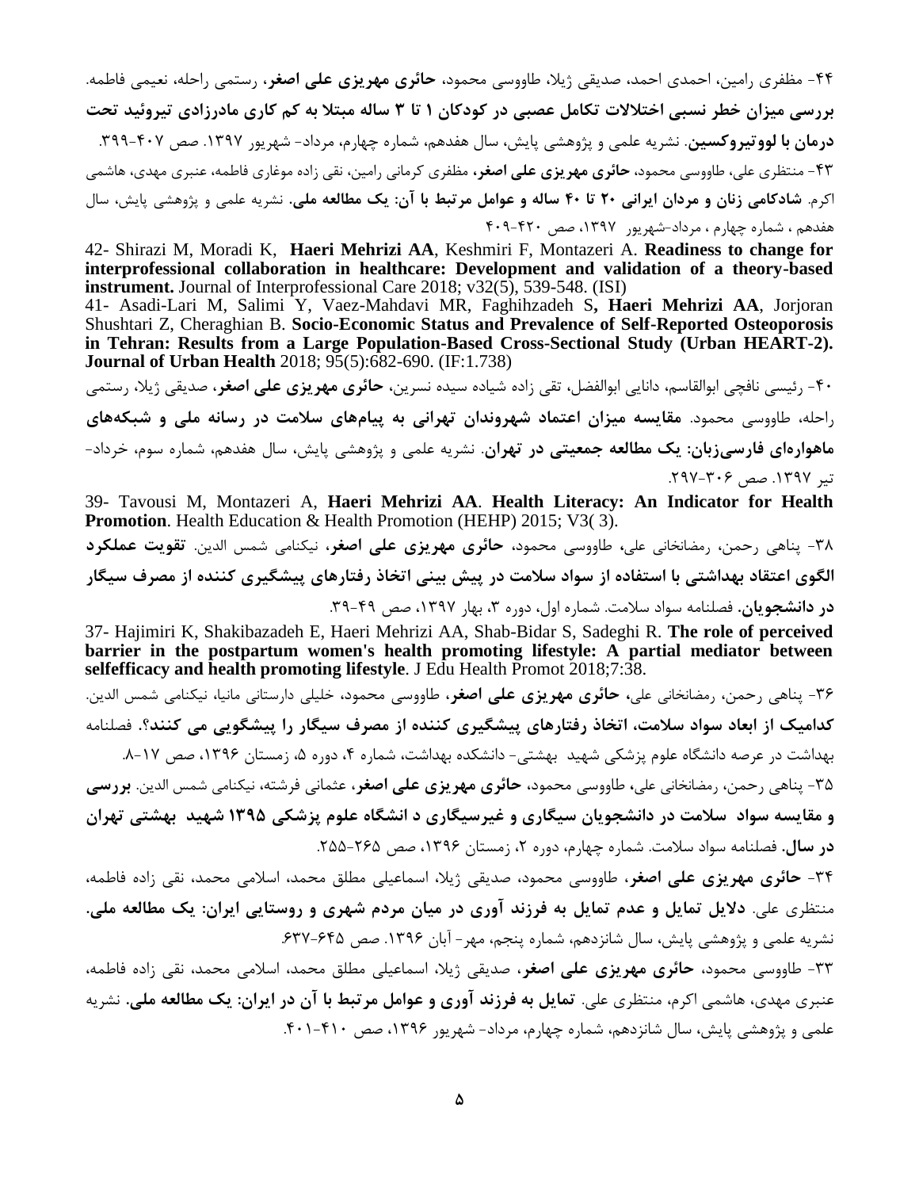۴۴- مظفری رامین، احمدی احمد، صدیقی ژیلا، طاووسی محمود، **حائری مهریزی علی اصغر**، رستمی راحله، نعیمی فاطمه. **بررسی میزان خطر نسبی اختلالات تکامل عصبی در کودکان ۱ تا ۳ ساله مبتلا به کم کاری مادرزادی تیروئید تحت درمان با لووتیروکسین**. نشریه علمی و پژوهشی پایش، سال هفدهم، شماره چهارم، مرداد- شهریور ۱۳۹۷. صص ۴۰۷-۳۹۹.

۴۳- منتظری علی، طاووسی محمود، **حائری مهریزی علی اصغر**، مظفری کرمانی رامین، نقی زاده موغاری فاطمه، عنبری مهدی، هاشمی اکرم. **شادکامی زنان و مردان ایرانی ۲۰ تا ۴۰ ساله و عوامل مرتبط با آن: یک مطالعه ملی**. نشریه علمی و پژوهشی پایش، سال هفدهم ، شماره چهارم ، مرداد-شهریور ۱۳۹۷، صص ۴۲۰-۴۰۹

42- Shirazi M, Moradi K, **Haeri Mehrizi AA**, Keshmiri F, Montazeri A. **Readiness to change for interprofessional collaboration in healthcare: Development and validation of a theory-based instrument.** Journal of Interprofessional Care 2018; v32(5), 539-548. (ISI)

41- Asadi-Lari M, Salimi Y, Vaez-Mahdavi MR, Faghihzadeh S**, Haeri Mehrizi AA**, Jorjoran Shushtari Z, Cheraghian B. **Socio-Economic Status and Prevalence of Self-Reported Osteoporosis in Tehran: Results from a Large Population-Based Cross-Sectional Study (Urban HEART-2). Journal of Urban Health** 2018; 95(5):682-690. (IF:1.738)

۴۰- رئیسی نافچی ابوالقاسم، دانایی ابوالفضل، تقی زاده شیاده سیده نسرین، **حائری مهریزی علی اصغر**، صدیقی ژیلا، رستمی راحله، طاووسی محمود. **مقایسه میزان اعتماد شهروندان تهرانی به پیام‌های سلامت در رسانه ملی و شبکه‌های ماهواره‌ای فارسی‌زبان: یک مطالعه جمعیتی در تهران**. نشریه علمی و پژوهشی پایش، سال هفدهم، شماره سوم، خرداد- تیر ۱۳۹۷. صص ۳۰۶-۲۹۷.

39- Tavousi M, Montazeri A, **Haeri Mehrizi AA**. **Health Literacy: An Indicator for Health Promotion**. Health Education & Health Promotion (HEHP) 2015; V3( 3).

۳۸- پناهی رحمن، رمضانخانی علی، طاووسی محمود، **حائری مهریزی علی اصغر**، نیکنامی شمس الدین. **تقویت عملکرد الگوی اعتقاد بهداشتی با استفاده از سواد سلامت در پیش بینی اتخاذ رفتارهای پیشگیری کننده از مصرف سیگار در دانشجویان**. فصلنامه سواد سلامت. شماره اول، دوره ۳، بهار ۱۳۹۷، صص ۴۹-۳۹.

37- Hajimiri K, Shakibazadeh E, Haeri Mehrizi AA, Shab-Bidar S, Sadeghi R. **The role of perceived barrier in the postpartum women's health promoting lifestyle: A partial mediator between selfefficacy and health promoting lifestyle**. J Edu Health Promot 2018;7:38.

۳۶- پناهی رحمن، رمضانی علی، **حائری مهریزی علی اصغر**، طاووسی محمود، خلیلی دارستانی مانیا، نیکنامی شمس الدین. **کدامیک از ابعاد سواد سلامت، اتخاذ رفتارهای پیشگیری کننده از مصرف سیگار را پیشگویی می کنند؟**. فصلنامه بهداشت در عرصه دانشگاه علوم پزشکی شهید بهشتی- دانشکده بهداشت، شماره ۴، دوره ۵، زمستان ۱۳۹۶، صص ۱۷-۸.

۳۵- پناهی رحمن، رمضانخانی علی، طاووسی محمود، **حائری مهریزی علی اصغر**، عثمانی فرشته، نیکنامی شمس الدین. **بررسی و مقایسه سواد سلامت در دانشجویان سیگاری و غیرسیگاری د انشگاه علوم پزشکی ۱۳۹۵ شهید بهشتی تهران در سال**. فصلنامه سواد سلامت. شماره چهارم، دوره ۲، زمستان ۱۳۹۶، صص ۲۶۵-۲۵۵.

۳۴- **حائری مهریزی علی اصغر**، طاووسی محمود، صدیقی ژیلا، اسماعیلی مطلق محمد، اسلامی محمد، نقی زاده فاطمه، منتظری علی. **دلایل تمایل و عدم تمایل به فرزند آوری در میان مردم شهری و روستایی ایران: یک مطالعه ملی**. نشریه علمی و پژوهشی پایش، سال شانزدهم، شماره پنجم، مهر- آبان ۱۳۹۶. صص ۶۴۵-۶۳۷.

۳۳- طاووسی محمود، **حائری مهریزی علی اصغر**، صدیقی ژیلا، اسماعیلی مطلق محمد، اسلامی محمد، نقی زاده فاطمه، عنبری مهدی، هاشمی اکرم، منتظری علی. **تمایل به فرزند آوری و عوامل مرتبط با آن در ایران: یک مطالعه ملی**. نشریه علمی و پژوهشی پایش، سال شانزدهم، شماره چهارم، مرداد- شهریور ۱۳۹۶، صص ۴۱۰-۴۰۱.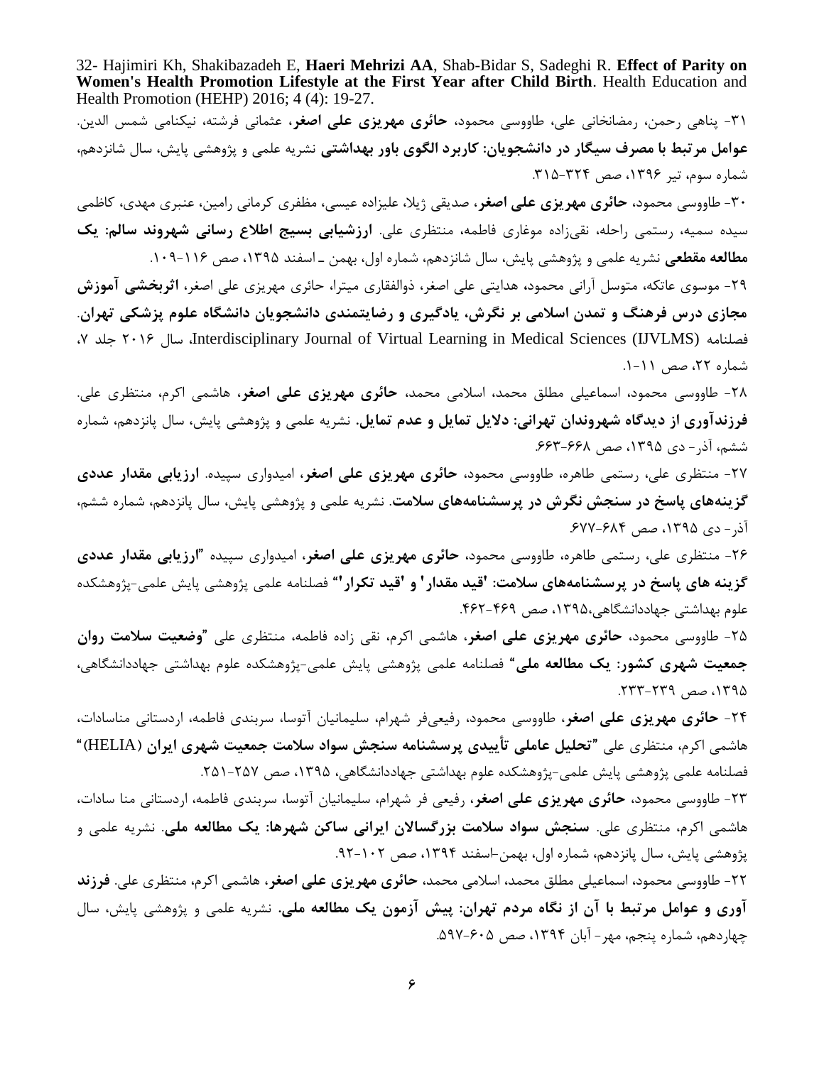32- Hajimiri Kh, Shakibazadeh E, **Haeri Mehrizi AA**, Shab-Bidar S, Sadeghi R. **Effect of Parity on Women's Health Promotion Lifestyle at the First Year after Child Birth**. Health Education and Health Promotion (HEHP) 2016; 4 (4): 19-27.

۳۱- پناهی رحمن، رمضانخانی علی، طاووسی محمود، **حائری مهریزی علی اصغر**، عثمانی فرشته، نیکنامی شمس الدین. **عوامل مرتبط با مصرف سیگار در دانشجویان: کاربرد الگوی باور بهداشتی** نشریه علمی و پژوهشی پایش، سال شانزدهم، شماره سوم، تیر ۱۳۹۶، صص ۳۲۴-۳۱۵.

۳۰- طاووسی محمود، **حائری مهریزی علی اصغر**، صدیقی ژیلا، علیزاده عیسی، مظفری کرمانی رامین، عنبری مهدی، کاظمی سیده سمیه، رستمی راحله، نقی‌زاده موغاری فاطمه، منتظری علی. **ارزشیابی بسیج اطلاع رسانی شهروند سالم: یک مطالعه مقطعی** نشریه علمی و پژوهشی پایش، سال شانزدهم، شماره اول، بهمن ـ اسفند ۱۳۹۵، صص ۱۱۶-۱۰۹.

۲۹- موسوی عاتکه، متوسل آرانی محمود، هدایتی علی اصغر، ذوالفقاری میترا، حائری مهریزی علی اصغر، **اثربخشی آموزش مجازی درس فرهنگ و تمدن اسلامی بر نگرش، یادگیری و رضایتمندی دانشجویان دانشگاه علوم پزشکی تهران**. فصلنامه Interdisciplinary Journal of Virtual Learning in Medical Sciences (IJVLMS)، سال ۲۰۱۶ جلد ۷، شماره ۲۲، صص ۱۱-۱.

۲۸- طاووسی محمود، اسماعیلی مطلق محمد، اسلامی محمد، **حائری مهریزی علی اصغر**، هاشمی اکرم، منتظری علی. **فرزندآوری از دیدگاه شهروندان تهرانی: دلایل تمایل و عدم تمایل**. نشریه علمی و پژوهشی پایش، سال پانزدهم، شماره ششم، آذر- دی ۱۳۹۵، صص ۶۶۸-۶۶۳.

۲۷- منتظری علی، رستمی طاهره، طاووسی محمود، **حائری مهریزی علی اصغر**، امیدواری سپیده. **ارزیابی مقدار عددی گزینه‌های پاسخ در سنجش نگرش در پرسشنامه‌های سلامت**. نشریه علمی و پژوهشی پایش، سال پانزدهم، شماره ششم، آذر- دی ۱۳۹۵، صص ۶۸۴-۶۷۷.

۲۶- منتظری علی، رستمی طاهره، طاووسی محمود، **حائری مهریزی علی اصغر**، امیدواری سپیده **"ارزیابی مقدار عددی گزینه های پاسخ در پرسشنامه‌های سلامت: 'قید مقدار' و 'قید تکرار'"** فصلنامه علمی پژوهشی پایش علمی-پژوهشکده علوم بهداشتی جهاددانشگاهی،۱۳۹۵، صص ۴۶۹-۴۶۲.

۲۵- طاووسی محمود، **حائری مهریزی علی اصغر**، هاشمی اکرم، نقی زاده فاطمه، منتظری علی **"وضعیت سلامت روان جمعیت شهری کشور: یک مطالعه ملی"** فصلنامه علمی پژوهشی پایش علمی-پژوهشکده علوم بهداشتی جهاددانشگاهی، ۱۳۹۵، صص ۲۳۹-۲۳۳.

۲۴- **حائری مهریزی علی اصغر**، طاووسی محمود، رفیعی‌فر شهرام، سلیمانیان آتوسا، سربندی فاطمه، اردستانی مناسادات، هاشمی اکرم، منتظری علی **"تحلیل عاملی تأییدی پرسشنامه سنجش سواد سلامت جمعیت شهری ایران (HELIA)"** فصلنامه علمی پژوهشی پایش علمی-پژوهشکده علوم بهداشتی جهاددانشگاهی، ۱۳۹۵، صص ۲۵۷-۲۵۱.

۲۳- طاووسی محمود، **حائری مهریزی علی اصغر**، رفیعی فر شهرام، سلیمانیان آتوسا، سربندی فاطمه، اردستانی منا سادات، هاشمی اکرم، منتظری علی. **سنجش سواد سلامت بزرگسالان ایرانی ساکن شهرها: یک مطالعه ملی**. نشریه علمی و پژوهشی پایش، سال پانزدهم، شماره اول، بهمن-اسفند ۱۳۹۴، صص ۱۰۲-۹۲.

۲۲- طاووسی محمود، اسماعیلی مطلق محمد، اسلامی محمد، **حائری مهریزی علی اصغر**، هاشمی اکرم، منتظری علی. **فرزند آوری و عوامل مرتبط با آن از نگاه مردم تهران: پیش آزمون یک مطالعه ملی**. نشریه علمی و پژوهشی پایش، سال چهاردهم، شماره پنجم، مهر- آبان ۱۳۹۴، صص ۶۰۵-۵۹۷.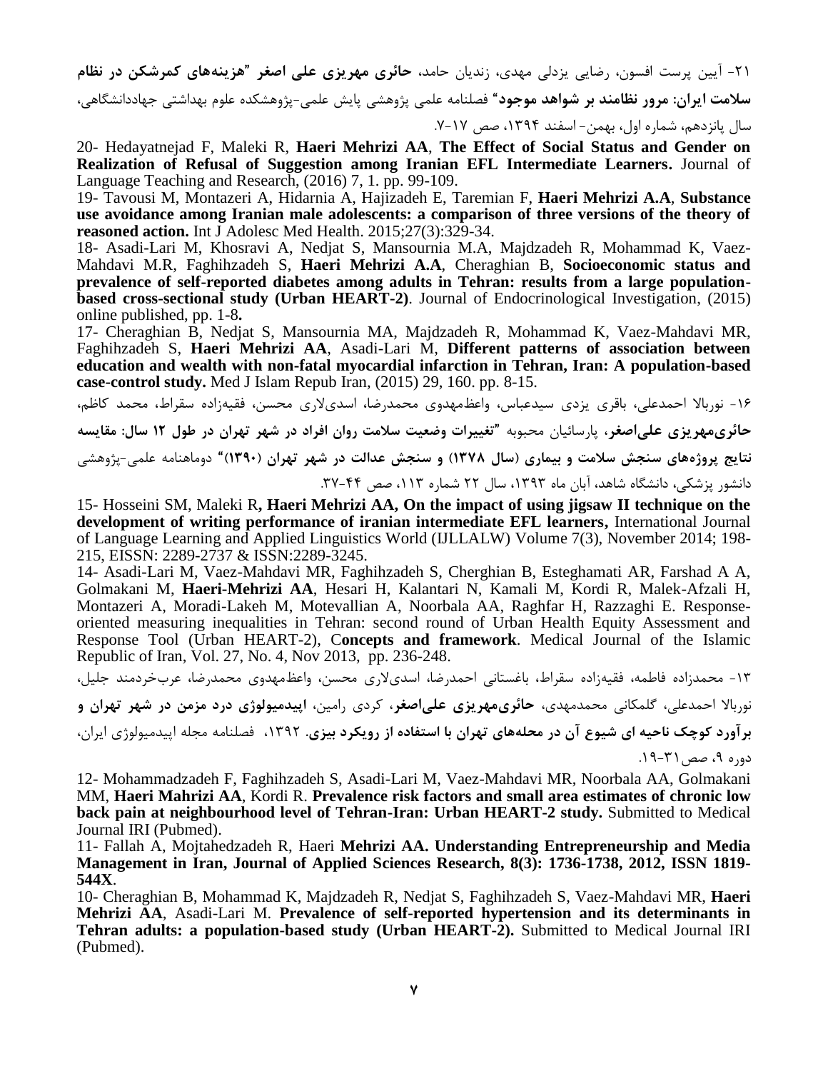۲۱- آیین پرست افسون، رضایی یزدلی مهدی، زندیان حامد، **حائری مهریزی علی اصغر "هزینه‌های کمرشکن در نظام سلامت ایران: مرور نظامند بر شواهد موجود"** فصلنامه علمی پژوهشی پایش علمی-پژوهشکده علوم بهداشتی جهاددانشگاهی، سال پانزدهم، شماره اول، بهمن- اسفند ۱۳۹۴، صص ۱۷-۷.

20- Hedayatnejad F, Maleki R, **Haeri Mehrizi AA**, **The Effect of Social Status and Gender on Realization of Refusal of Suggestion among Iranian EFL Intermediate Learners.** Journal of Language Teaching and Research, (2016) 7, 1. pp. 99-109.

19- Tavousi M, Montazeri A, Hidarnia A, Hajizadeh E, Taremian F, **Haeri Mehrizi A.A**, **Substance use avoidance among Iranian male adolescents: a comparison of three versions of the theory of reasoned action.** Int J Adolesc Med Health. 2015;27(3):329-34.

18- Asadi-Lari M, Khosravi A, Nedjat S, Mansournia M.A, Majdzadeh R, Mohammad K, Vaez-Mahdavi M.R, Faghihzadeh S, **Haeri Mehrizi A.A**, Cheraghian B, **Socioeconomic status and prevalence of self-reported diabetes among adults in Tehran: results from a large population-based cross-sectional study (Urban HEART-2)**. Journal of Endocrinological Investigation, (2015) online published, pp. 1-8**.**

17- Cheraghian B, Nedjat S, Mansournia MA, Majdzadeh R, Mohammad K, Vaez-Mahdavi MR, Faghihzadeh S, **Haeri Mehrizi AA**, Asadi-Lari M, **Different patterns of association between education and wealth with non-fatal myocardial infarction in Tehran, Iran: A population-based case-control study.** Med J Islam Repub Iran, (2015) 29, 160. pp. 8-15.

۱۶- نوربالا احمدعلی، باقری یزدی سیدعباس، واعظ‌مهدوی محمدرضا، اسدی‌لاری محسن، فقیه‌زاده سقراط، محمد کاظم، **حائری‌مهریزی علی‌اصغر**، پارسائیان محبوبه **"تغییرات وضعیت سلامت روان افراد در شهر تهران در طول ۱۲ سال: مقایسه نتایج پروژه‌های سنجش سلامت و بیماری (سال ۱۳۷۸) و سنجش عدالت در شهر تهران (۱۳۹۰)"** دوماهنامه علمی-پژوهشی دانشور پزشکی، دانشگاه شاهد، آبان ماه ۱۳۹۳، سال ۲۲ شماره ۱۱۳، صص ۴۴-۳۷.

15- Hosseini SM, Maleki R**, Haeri Mehrizi AA, On the impact of using jigsaw II technique on the development of writing performance of iranian intermediate EFL learners,** International Journal of Language Learning and Applied Linguistics World (IJLLALW) Volume 7(3), November 2014; 198-215, EISSN: 2289-2737 & ISSN:2289-3245.

14- Asadi-Lari M, Vaez-Mahdavi MR, Faghihzadeh S, Cherghian B, Esteghamati AR, Farshad A A, Golmakani M, **Haeri-Mehrizi AA**, Hesari H, Kalantari N, Kamali M, Kordi R, Malek-Afzali H, Montazeri A, Moradi-Lakeh M, Motevallian A, Noorbala AA, Raghfar H, Razzaghi E. Response-oriented measuring inequalities in Tehran: second round of Urban Health Equity Assessment and Response Tool (Urban HEART-2), C**oncepts and framework**. Medical Journal of the Islamic Republic of Iran, Vol. 27, No. 4, Nov 2013, pp. 236-248.

۱۳- محمدزاده فاطمه، فقیه‌زاده سقراط، باغستانی احمدرضا، اسدی‌لاری محسن، واعظ‌مهدوی محمدرضا، عرب‌خردمند جلیل، نوربالا احمدعلی، گلمکانی محمدمهدی، **حائری‌مهریزی علی‌اصغر**، کردی رامین، **اپیدمیولوژی درد مزمن در شهر تهران و برآورد کوچک ناحیه ای شیوع آن در محله‌های تهران با استفاده از رویکرد بیزی**. ۱۳۹۲، فصلنامه مجله اپیدمیولوژی ایران، دوره ۹، صص۳۱-۱۹.

12- Mohammadzadeh F, Faghihzadeh S, Asadi-Lari M, Vaez-Mahdavi MR, Noorbala AA, Golmakani MM, **Haeri Mahrizi AA**, Kordi R. **Prevalence risk factors and small area estimates of chronic low back pain at neighbourhood level of Tehran-Iran: Urban HEART-2 study.** Submitted to Medical Journal IRI (Pubmed).

11- Fallah A, Mojtahedzadeh R, Haeri **Mehrizi AA. Understanding Entrepreneurship and Media Management in Iran, Journal of Applied Sciences Research, 8(3): 1736-1738, 2012, ISSN 1819-544X**.

10- Cheraghian B, Mohammad K, Majdzadeh R, Nedjat S, Faghihzadeh S, Vaez-Mahdavi MR, **Haeri Mehrizi AA**, Asadi-Lari M. **Prevalence of self-reported hypertension and its determinants in Tehran adults: a population-based study (Urban HEART-2).** Submitted to Medical Journal IRI (Pubmed).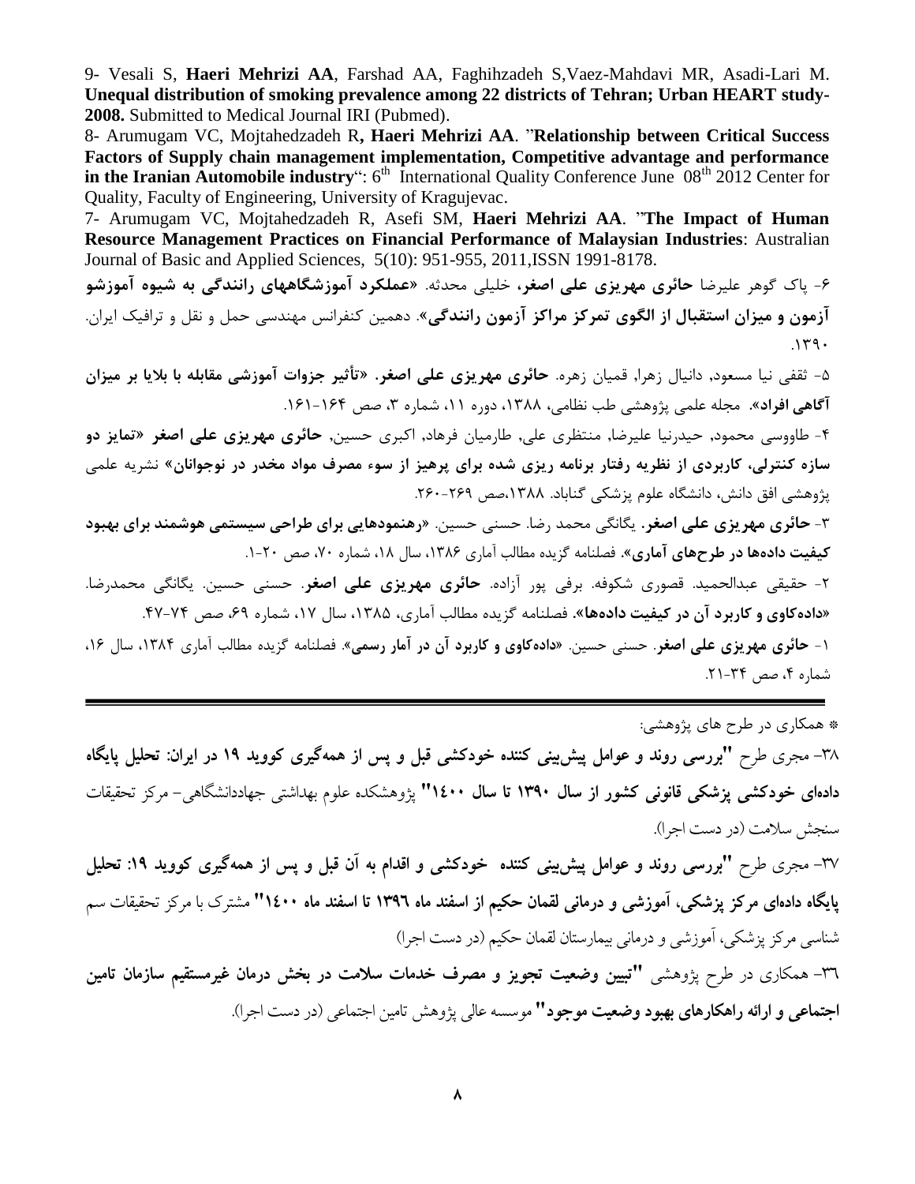9- Vesali S, **Haeri Mehrizi AA**, Farshad AA, Faghihzadeh S,Vaez-Mahdavi MR, Asadi-Lari M. **Unequal distribution of smoking prevalence among 22 districts of Tehran; Urban HEART study-2008.** Submitted to Medical Journal IRI (Pubmed).

8- Arumugam VC, Mojtahedzadeh R**, Haeri Mehrizi AA**. "**Relationship between Critical Success Factors of Supply chain management implementation, Competitive advantage and performance in the Iranian Automobile industry**": 6th International Quality Conference June 08th 2012 Center for Quality, Faculty of Engineering, University of Kragujevac.

7- Arumugam VC, Mojtahedzadeh R, Asefi SM, **Haeri Mehrizi AA**. "**The Impact of Human Resource Management Practices on Financial Performance of Malaysian Industries**: Australian Journal of Basic and Applied Sciences, 5(10): 951-955, 2011,ISSN 1991-8178.

۶- پاک گوهر علیرضا **حائری مهریزی علی اصغر،** خلیلی محدثه. **«عملکرد آموزشگاههای رانندگی به شیوه آموزشو آزمون و میزان استقبال از الگوی تمرکز مراکز آزمون رانندگی».** دهمین کنفرانس مهندسی حمل و نقل و ترافیک ایران. ۱۳۹۰.

۵- ثقفی نیا مسعود, دانیال زهرا, قمیان زهره. **حائری مهریزی علی اصغر. «تأثیر جزوات آموزشی مقابله با بلایا بر میزان آگاهی افراد».** مجله علمی پژوهشی طب نظامی، ۱۳۸۸، دوره ۱۱، شماره ۳، صص ۱۶۴-۱۶۱.

۴- طاووسی محمود, حیدرنیا علیرضا, منتظری علی, طارمیان فرهاد, اکبری حسین, **حائری مهریزی علی اصغر «تمایز دو سازه کنترلی، کاربردی از نظریه رفتار برنامه ریزی شده برای پرهیز از سوء مصرف مواد مخدر در نوجوانان»** نشریه علمی پژوهشی افق دانش، دانشگاه علوم پزشکی گناباد. ۱۳۸۸،صص ۲۶۹-۲۶۰.

۳- **حائری مهریزی علی اصغر.** یگانگی محمد رضا. حسنی حسین. **«رهنمودهایی برای طراحی سیستمی هوشمند برای بهبود کیفیت داده‌ها در طرح‌های آماری».** فصلنامه گزیده مطالب آماری ۱۳۸۶، سال ۱۸، شماره ۷۰، صص ۲۰-۱.

۲- حقیقی عبدالحمید. قصوری شکوفه. برفی پور آزاده. **حائری مهریزی علی اصغر**. حسنی حسین. یگانگی محمدرضا. **«داده‌کاوی و کاربرد آن در کیفیت داده‌ها».** فصلنامه گزیده مطالب آماری، ۱۳۸۵، سال ۱۷، شماره ۶۹، صص ۷۴-۴۷.

۱- **حائری مهریزی علی اصغر**. حسنی حسین. **«داده‌کاوی و کاربرد آن در آمار رسمی».** فصلنامه گزیده مطالب آماری ۱۳۸۴، سال ۱۶، شماره ۴، صص ۳۴-۲۱.

---

* همکاری در طرح های پژوهشی:

۳۸- مجری طرح **"بررسی روند و عوامل پیش‌بینی کننده خودکشی قبل و پس از همه‌گیری کووید ۱۹ در ایران: تحلیل پایگاه داده‌ای خودکشی پزشکی قانونی کشور از سال ۱۳۹۰ تا سال ۱٤۰۰"** پژوهشکده علوم بهداشتی جهاددانشگاهی- مرکز تحقیقات سنجش سلامت (در دست اجرا).

۳۷- مجری طرح **"بررسی روند و عوامل پیش‌بینی کننده خودکشی و اقدام به آن قبل و پس از همه‌گیری کووید ۱۹: تحلیل پایگاه داده‌ای مرکز پزشکی، آموزشی و درمانی لقمان حکیم از اسفند ماه ۱۳۹٦ تا اسفند ماه ۱٤۰۰"** مشترک با مرکز تحقیقات سم شناسی مرکز پزشکی، آموزشی و درمانی بیمارستان لقمان حکیم (در دست اجرا)

۳٦- همکاری در طرح پژوهشی **"تبیین وضعیت تجویز و مصرف خدمات سلامت در بخش درمان غیرمستقیم سازمان تامین اجتماعی و ارائه راهکارهای بهبود وضعیت موجود"** موسسه عالی پژوهش تامین اجتماعی (در دست اجرا).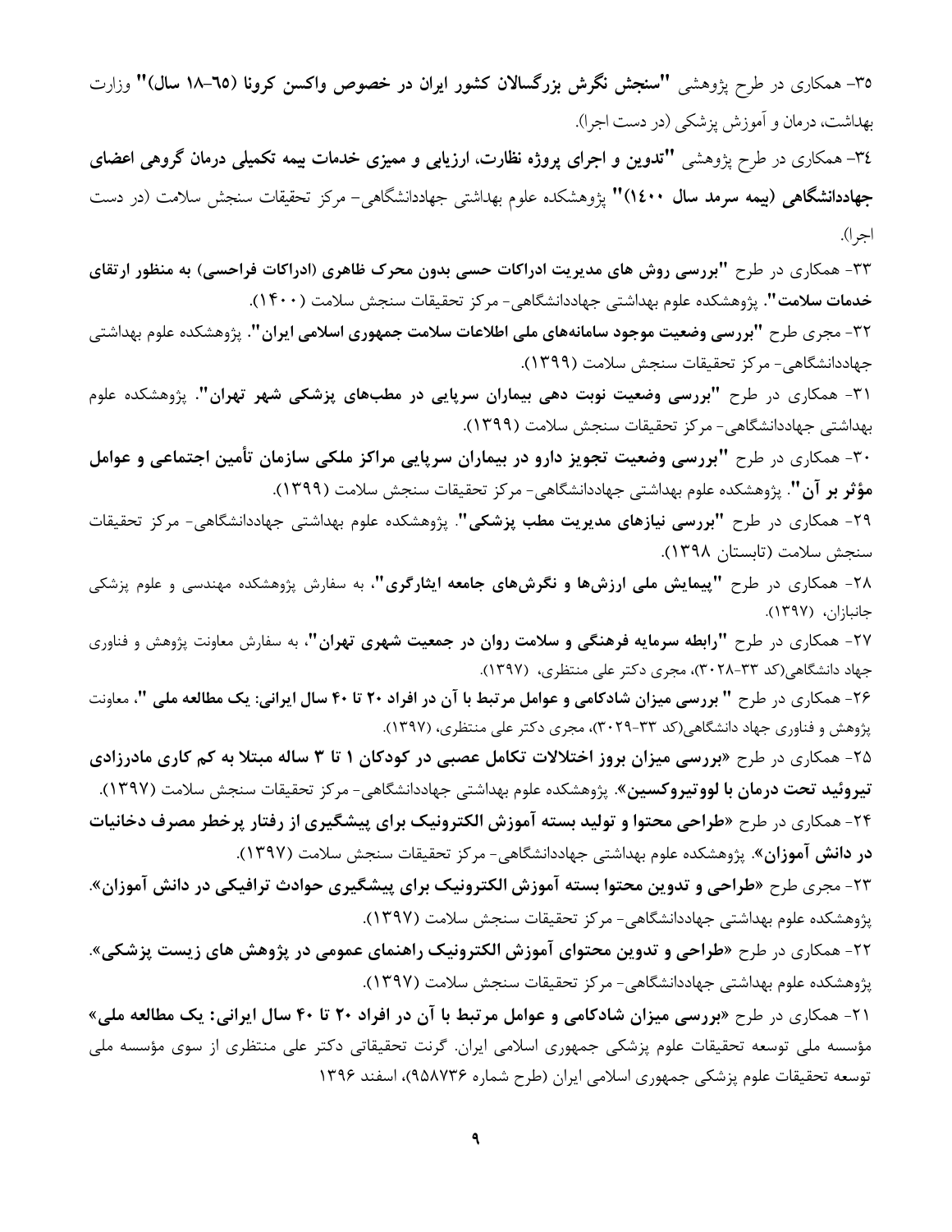۳۵- همکاری در طرح پژوهشی **"سنجش نگرش بزرگسالان کشور ایران در خصوص واکسن کرونا (٦٥-١٨ سال)"** وزارت بهداشت، درمان و آموزش پزشکی (در دست اجرا).

٣٤- همکاری در طرح پژوهشی **"تدوین و اجرای پروژه نظارت، ارزیابی و ممیزی خدمات بیمه تکمیلی درمان گروهی اعضای جهاددانشگاهی (بیمه سرمد سال ١٤٠٠)"** پژوهشکده علوم بهداشتی جهاددانشگاهی- مرکز تحقیقات سنجش سلامت (در دست اجرا).

۳۳- همکاری در طرح **"بررسی روش های مدیریت ادراکات حسی بدون محرک ظاهری (ادراکات فراحسی) به منظور ارتقای خدمات سلامت"**. پژوهشکده علوم بهداشتی جهاددانشگاهی- مرکز تحقیقات سنجش سلامت (۱۴۰۰).

۳۲- مجری طرح **"بررسی وضعیت موجود سامانه‌های ملی اطلاعات سلامت جمهوری اسلامی ایران"**. پژوهشکده علوم بهداشتی جهاددانشگاهی- مرکز تحقیقات سنجش سلامت (۱۳۹۹).

۳۱- همکاری در طرح **"بررسی وضعیت نوبت دهی بیماران سرپایی در مطب‌های پزشکی شهر تهران"**. پژوهشکده علوم بهداشتی جهاددانشگاهی- مرکز تحقیقات سنجش سلامت (۱۳۹۹).

۳۰- همکاری در طرح **"بررسی وضعیت تجویز دارو در بیماران سرپایی مراکز ملکی سازمان تأمین اجتماعی و عوامل مؤثر بر آن"**. پژوهشکده علوم بهداشتی جهاددانشگاهی- مرکز تحقیقات سنجش سلامت (۱۳۹۹).

۲۹- همکاری در طرح **"بررسی نیازهای مدیریت مطب پزشکی"**. پژوهشکده علوم بهداشتی جهاددانشگاهی- مرکز تحقیقات سنجش سلامت (تابستان ۱۳۹۸).

۲۸- همکاری در طرح **"پیمایش ملی ارزش‌ها و نگرش‌های جامعه ایثارگری"**، به سفارش پژوهشکده مهندسی و علوم پزشکی جانبازان، (۱۳۹۷).

۲۷- همکاری در طرح **"رابطه سرمایه فرهنگی و سلامت روان در جمعیت شهری تهران"**، به سفارش معاونت پژوهش و فناوری جهاد دانشگاهی(کد ۳۳-۳۰۲۸)، مجری دکتر علی منتظری، (۱۳۹۷).

۲۶- همکاری در طرح **" بررسی میزان شادکامی و عوامل مرتبط با آن در افراد ۲۰ تا ۴۰ سال ایرانی: یک مطالعه ملی "**، معاونت پژوهش و فناوری جهاد دانشگاهی(کد ۳۳-۳۰۲۹)، مجری دکتر علی منتظری، (۱۳۹۷).

۲۵- همکاری در طرح **«بررسی میزان بروز اختلالات تکامل عصبی در کودکان ۱ تا ۳ ساله مبتلا به کم کاری مادرزادی تیروئید تحت درمان با لووتیروکسین»**. پژوهشکده علوم بهداشتی جهاددانشگاهی- مرکز تحقیقات سنجش سلامت (۱۳۹۷).

۲۴- همکاری در طرح **«طراحی محتوا و تولید بسته آموزش الکترونیک برای پیشگیری از رفتار پرخطر مصرف دخانیات در دانش آموزان»**. پژوهشکده علوم بهداشتی جهاددانشگاهی- مرکز تحقیقات سنجش سلامت (۱۳۹۷).

۲۳- مجری طرح **«طراحی و تدوین محتوا بسته آموزش الکترونیک برای پیشگیری حوادث ترافیکی در دانش آموزان»**. پژوهشکده علوم بهداشتی جهاددانشگاهی- مرکز تحقیقات سنجش سلامت (۱۳۹۷).

۲۲- همکاری در طرح **«طراحی و تدوین محتوای آموزش الکترونیک راهنمای عمومی در پژوهش های زیست پزشکی»**. پژوهشکده علوم بهداشتی جهاددانشگاهی- مرکز تحقیقات سنجش سلامت (۱۳۹۷).

۲۱- همکاری در طرح **«بررسی میزان شادکامی و عوامل مرتبط با آن در افراد ۲۰ تا ۴۰ سال ایرانی: یک مطالعه ملی»** مؤسسه ملی توسعه تحقیقات علوم پزشکی جمهوری اسلامی ایران. گرنت تحقیقاتی دکتر علی منتظری از سوی مؤسسه ملی توسعه تحقیقات علوم پزشکی جمهوری اسلامی ایران (طرح شماره ۹۵۸۷۳۶)، اسفند ۱۳۹۶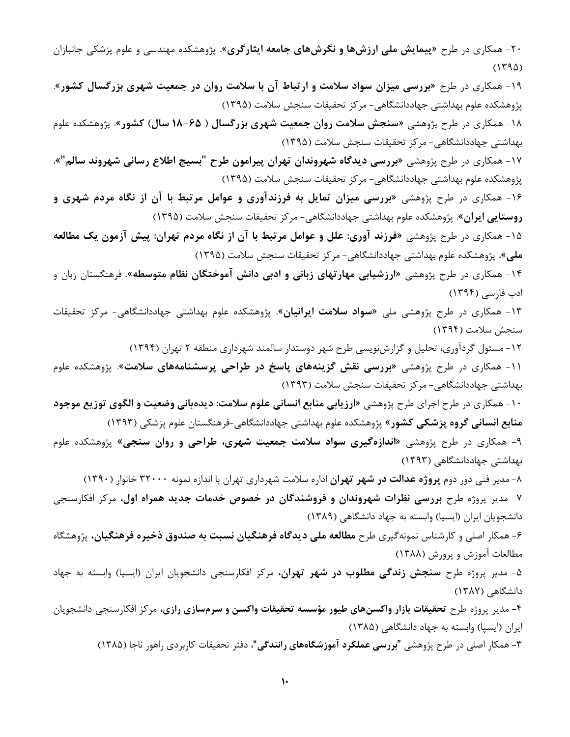۲۰- همکاری در طرح «**پیمایش ملی ارزش‌ها و نگرش‌های جامعه ایثارگری**». پژوهشکده مهندسی و علوم پزشکی جانبازان (۱۳۹۵)

۱۹- همکاری در طرح «**بررسی میزان سواد سلامت و ارتباط آن با سلامت روان در جمعیت شهری بزرگسال کشور**». پژوهشکده علوم بهداشتی جهاددانشگاهی- مرکز تحقیقات سنجش سلامت (۱۳۹۵)

۱۸- همکاری در طرح پژوهشی «**سنجش سلامت روان جمعیت شهری بزرگسال ( ۶۵-۱۸ سال) کشور**». پژوهشکده علوم بهداشتی جهاددانشگاهی- مرکز تحقیقات سنجش سلامت (۱۳۹۵)

۱۷- همکاری در طرح پژوهشی «**بررسی دیدگاه شهروندان تهران پیرامون طرح "بسیج اطلاع رسانی شهروند سالم"**». پژوهشکده علوم بهداشتی جهاددانشگاهی- مرکز تحقیقات سنجش سلامت (۱۳۹۵)

۱۶- همکاری در طرح پژوهشی «**بررسی میزان تمایل به فرزندآوری و عوامل مرتبط با آن از نگاه مردم شهری و روستایی ایران**». پژوهشکده علوم بهداشتی جهاددانشگاهی- مرکز تحقیقات سنجش سلامت (۱۳۹۵)

۱۵- همکاری در طرح پژوهشی «**فرزند آوری: علل و عوامل مرتبط با آن از نگاه مردم تهران: پیش آزمون یک مطالعه ملی**». پژوهشکده علوم بهداشتی جهاددانشگاهی- مرکز تحقیقات سنجش سلامت (۱۳۹۵)

۱۴- همکاری در طرح پژوهشی «**ارزشیابی مهارتهای زبانی و ادبی دانش آموختگان نظام متوسطه**». فرهنگستان زبان و ادب فارسی (۱۳۹۴)

۱۳- همکاری در طرح پژوهشی ملی «**سواد سلامت ایرانیان**». پژوهشکده علوم بهداشتی جهاددانشگاهی- مرکز تحقیقات سنجش سلامت (۱۳۹۴)

۱۲- مسئول گردآوری، تحلیل و گزارش‌نویسی طرح شهر دوستدار سالمند شهرداری منطقه ۲ تهران (۱۳۹۴)

۱۱- همکاری در طرح پژوهشی «**بررسی نقش گزینه‌های پاسخ در طراحی پرسشنامه‌های سلامت**». پژوهشکده علوم بهداشتی جهاددانشگاهی- مرکز تحقیقات سنجش سلامت (۱۳۹۳)

۱۰- همکاری در طرح اجرای طرح پژوهشی «**ارزیابی منابع انسانی علوم سلامت: دیده‌بانی وضعیت و الگوی توزیع موجود منابع انسانی گروه پزشکی کشور**» پژوهشکده علوم بهداشتی جهاددانشگاهی-فرهنگستان علوم پزشکی (۱۳۹۳)

۹- همکاری در طرح پژوهشی «**اندازه‌گیری سواد سلامت جمعیت شهری، طراحی و روان سنجی**» پژوهشکده علوم بهداشتی جهاددانشگاهی (۱۳۹۳)

۸- مدیر فنی دور دوم **پروژه عدالت در شهر تهران** اداره سلامت شهرداری تهران با اندازه نمونه ۳۲۰۰۰ خانوار (۱۳۹۰)

۷- مدیر پروژه طرح **بررسی نظرات شهروندان و فروشندگان در خصوص خدمات جدید همراه اول**، مرکز افکارسنجی دانشجویان ایران (ایسپا) وابسته به جهاد دانشگاهی (۱۳۸۹)

۶- همکار اصلی و کارشناس نمونه‌گیری طرح **مطالعه ملی دیدگاه فرهنگیان نسبت به صندوق ذخیره فرهنگیان**، پژوهشگاه مطالعات آموزش و پرورش (۱۳۸۸)

۵- مدیر پروژه طرح **سنجش زندگی مطلوب در شهر تهران**، مرکز افکارسنجی دانشجویان ایران (ایسپا) وابسته به جهاد دانشگاهی (۱۳۸۷)

۴- مدیر پروژه طرح **تحقیقات بازار واکسن‌های طیور مؤسسه تحقیقات واکسن و سرم‌سازی رازی**، مرکز افکارسنجی دانشجویان ایران (ایسپا) وابسته به جهاد دانشگاهی (۱۳۸۵)

۳- همکار اصلی در طرح پژوهشی "**بررسی عملکرد آموزشگاه‌های رانندگی**"، دفتر تحقیقات کاربردی راهور ناجا (۱۳۸۵)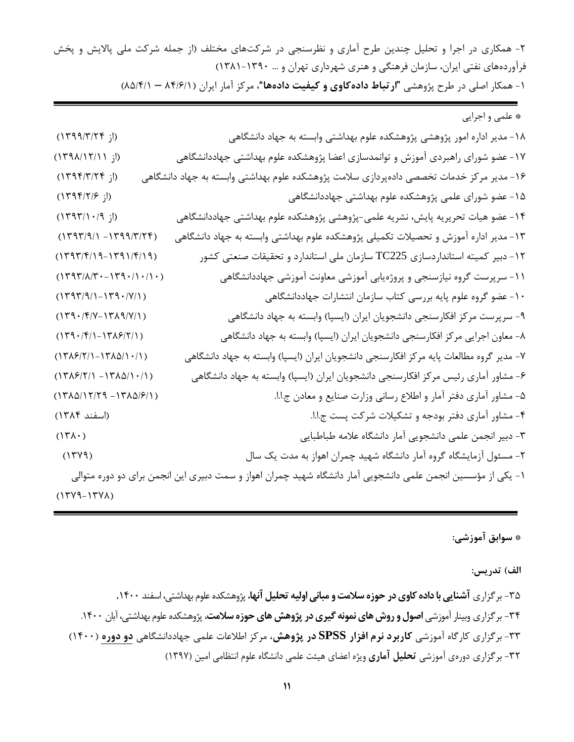۲- همکاری در اجرا و تحلیل چندین طرح آماری و نظرسنجی در شرکت‌های مختلف (از جمله شرکت ملی پالایش و پخش فرآورده‌های نفتی ایران، سازمان فرهنگی و هنری شهرداری تهران و ... ۱۳۹۰-۱۳۸۱)

۱- همکار اصلی در طرح پژوهشی **"ارتباط داده‌کاوی و کیفیت داده‌ها"**، مرکز آمار ایران (۸۴/۶/۱ – ۸۵/۴/۱)

---

* علمی و اجرایی

۱۸- مدیر اداره امور پژوهشی پژوهشکده علوم بهداشتی وابسته به جهاد دانشگاهی (از ۱۳۹۹/۳/۲۴)

۱۷- عضو شورای راهبردی آموزش و توانمدسازی اعضا پژوهشکده علوم بهداشتی جهاددانشگاهی (از ۱۳۹۸/۱۲/۱۱)

۱۶- مدیر مرکز خدمات تخصصی داده‌پردازی سلامت پژوهشکده علوم بهداشتی وابسته به جهاد دانشگاهی (از ۱۳۹۴/۳/۲۴)

۱۵- عضو شورای علمی پژوهشکده علوم بهداشتی جهاددانشگاهی (از ۱۳۹۴/۲/۶)

۱۴- عضو هیات تحریریه پایش، نشریه علمی-پژوهشی پژوهشکده علوم بهداشتی جهاددانشگاهی (از ۱۳۹۳/۱۰/۹)

۱۳- مدیر اداره آموزش و تحصیلات تکمیلی پژوهشکده علوم بهداشتی وابسته به جهاد دانشگاهی (۱۳۹۳/۹/۱ -۱۳۹۹/۳/۲۴)

۱۲- دبیر کمیته استانداردسازی TC225 سازمان ملی استاندارد و تحقیقات صنعتی کشور (۱۳۹۳/۴/۱۹-۱۳۹۱/۴/۱۹)

۱۱- سرپرست گروه نیازسنجی و پروژه‌یابی آموزشی معاونت آموزشی جهاددانشگاهی (۱۳۹۳/۸/۳۰-۱۳۹۰/۱۰/۱۰)

۱۰- عضو گروه علوم پایه بررسی کتاب سازمان انتشارات جهاددانشگاهی (۱۳۹۳/۹/۱-۱۳۹۰/۷/۱)

۹- سرپرست مرکز افکارسنجی دانشجویان ایران (ایسپا) وابسته به جهاد دانشگاهی (۱۳۹۰/۴/۷-۱۳۸۹/۷/۱)

۸- معاون اجرایی مرکز افکارسنجی دانشجویان ایران (ایسپا) وابسته به جهاد دانشگاهی (۱۳۹۰/۴/۱-۱۳۸۶/۲/۱)

۷- مدیر گروه مطالعات پایه مرکز افکارسنجی دانشجویان ایران (ایسپا) وابسته به جهاد دانشگاهی (۱۳۸۶/۲/۱-۱۳۸۵/۱۰/۱)

۶- مشاور آماری رئیس مرکز افکارسنجی دانشجویان ایران (ایسپا) وابسته به جهاد دانشگاهی (۱۳۸۶/۲/۱ -۱۳۸۵/۱۰/۱)

۵- مشاور آماری دفتر آمار و اطلاع رسانی وزارت صنایع و معادن ج.ا.ا. (۱۳۸۵/۱۲/۲۹ -۱۳۸۵/۶/۱)

۴- مشاور آماری دفتر بودجه و تشکیلات شرکت پست ج.ا.ا. (اسفند ۱۳۸۴)

۳- دبیر انجمن علمی دانشجویی آمار دانشگاه علامه طباطبایی (۱۳۸۰)

۲- مسئول آزمایشگاه گروه آمار دانشگاه شهید چمران اهواز به مدت یک سال (۱۳۷۹)

۱- یکی از مؤسسین انجمن علمی دانشجویی آمار دانشگاه شهید چمران اهواز و سمت دبیری این انجمن برای دو دوره متوالی (۱۳۷۹-۱۳۷۸)

---

* **سوابق آموزشی:**

**الف) تدریس:**

۳۵- برگزاری **آشنایی با داده کاوی در حوزه سلامت و مبانی اولیه تحلیل آنها**، پژوهشکده علوم بهداشتی، اسفند ۱۴۰۰.

۳۴- برگزاری وبینار آموزشی **اصول و روش های نمونه گیری در پژوهش های حوزه سلامت**، پژوهشکده علوم بهداشتی، آبان ۱۴۰۰.

۳۳- برگزاری کارگاه آموزشی **کاربرد نرم افزار SPSS در پژوهش**، مرکز اطلاعات علمی جهاددانشگاهی **دو دوره** (۱۴۰۰)

۳۲- برگزاری دوره‌ی آموزشی **تحلیل آماری** ویژه اعضای هیئت علمی دانشگاه علوم انتظامی امین (۱۳۹۷)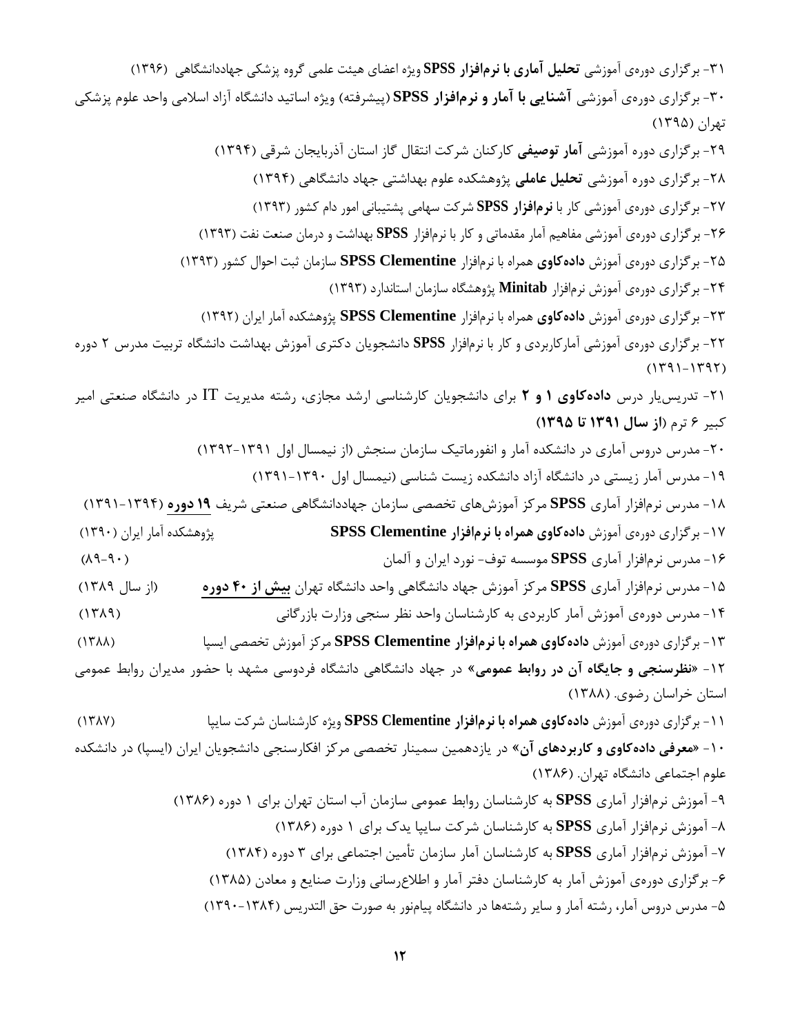۳۱- برگزاری دوره‌ی آموزشی **تحلیل آماری با نرم‌افزار SPSS** ویژه اعضای هیئت علمی گروه پزشکی جهاددانشگاهی (۱۳۹۶)

۳۰- برگزاری دوره‌ی آموزشی **آشنایی با آمار و نرم‌افزار SPSS** (پیشرفته) ویژه اساتید دانشگاه آزاد اسلامی واحد علوم پزشکی تهران (۱۳۹۵)

۲۹- برگزاری دوره آموزشی **آمار توصیفی** کارکنان شرکت انتقال گاز استان آذربایجان شرقی (۱۳۹۴)

۲۸- برگزاری دوره آموزشی **تحلیل عاملی** پژوهشکده علوم بهداشتی جهاد دانشگاهی (۱۳۹۴)

۲۷- برگزاری دوره‌ی آموزشی کار با **نرم‌افزار SPSS** شرکت سهامی پشتیبانی امور دام کشور (۱۳۹۳)

۲۶- برگزاری دوره‌ی آموزشی مفاهیم آمار مقدماتی و کار با نرم‌افزار **SPSS** بهداشت و درمان صنعت نفت (۱۳۹۳)

۲۵- برگزاری دوره‌ی آموزش **داده‌کاوی** همراه با نرم‌افزار **SPSS Clementine** سازمان ثبت احوال کشور (۱۳۹۳)

۲۴- برگزاری دوره‌ی آموزش نرم‌افزار **Minitab** پژوهشگاه سازمان استاندارد (۱۳۹۳)

۲۳- برگزاری دوره‌ی آموزش **داده‌کاوی** همراه با نرم‌افزار **SPSS Clementine** پژوهشکده آمار ایران (۱۳۹۲)

۲۲- برگزاری دوره‌ی آموزشی آمارکاربردی و کار با نرم‌افزار **SPSS** دانشجویان دکتری آموزش بهداشت دانشگاه تربیت مدرس ۲ دوره (۱۳۹۱-۱۳۹۲)

۲۱- تدریس‌یار درس **داده‌کاوی ۱ و ۲** برای دانشجویان کارشناسی ارشد مجازی، رشته مدیریت IT در دانشگاه صنعتی امیر کبیر ۶ ترم **(از سال ۱۳۹۱ تا ۱۳۹۵)**

۲۰- مدرس دروس آماری در دانشکده آمار و انفورماتیک سازمان سنجش (از نیمسال اول ۱۳۹۱-۱۳۹۲)

۱۹- مدرس آمار زیستی در دانشگاه آزاد دانشکده زیست شناسی (نیمسال اول ۱۳۹۰-۱۳۹۱)

۱۸- مدرس نرم‌افزار آماری **SPSS** مرکز آموزش‌های تخصصی سازمان جهاددانشگاهی صنعتی شریف **۱۹ دوره** (۱۳۹۴-۱۳۹۱)

۱۷- برگزاری دوره‌ی آموزش **داده‌کاوی همراه با نرم‌افزار SPSS Clementine** پژوهشکده آمار ایران (۱۳۹۰)

۱۶- مدرس نرم‌افزار آماری **SPSS** موسسه توف- نورد ایران و آلمان (۸۹-۹۰)

۱۵- مدرس نرم‌افزار آماری **SPSS** مرکز آموزش جهاد دانشگاهی واحد دانشگاه تهران **بیش از ۴۰ دوره** (از سال ۱۳۸۹)

۱۴- مدرس دوره‌ی آموزش آمار کاربردی به کارشناسان واحد نظر سنجی وزارت بازرگانی (۱۳۸۹)

۱۳- برگزاری دوره‌ی آموزش **داده‌کاوی همراه با نرم‌افزار SPSS Clementine** مرکز آموزش تخصصی ایسپا (۱۳۸۸)

۱۲- «**نظرسنجی و جایگاه آن در روابط عمومی**» در جهاد دانشگاهی دانشگاه فردوسی مشهد با حضور مدیران روابط عمومی استان خراسان رضوی. (۱۳۸۸)

۱۱- برگزاری دوره‌ی آموزش **داده‌کاوی همراه با نرم‌افزار SPSS Clementine** ویژه کارشناسان شرکت ساپیا (۱۳۸۷)

۱۰- «**معرفی داده‌کاوی و کاربردهای آن**» در یازدهمین سمینار تخصصی مرکز افکارسنجی دانشجویان ایران (ایسپا) در دانشکده علوم اجتماعی دانشگاه تهران. (۱۳۸۶)

۹- آموزش نرم‌افزار آماری **SPSS** به کارشناسان روابط عمومی سازمان آب استان تهران برای ۱ دوره (۱۳۸۶)

۸- آموزش نرم‌افزار آماری **SPSS** به کارشناسان شرکت سایپا یدک برای ۱ دوره (۱۳۸۶)

۷- آموزش نرم‌افزار آماری **SPSS** به کارشناسان آمار سازمان تأمین اجتماعی برای ۳ دوره (۱۳۸۴)

۶- برگزاری دوره‌ی آموزش آمار به کارشناسان دفتر آمار و اطلاع‌رسانی وزارت صنایع و معادن (۱۳۸۵)

۵- مدرس دروس آمار، رشته آمار و سایر رشته‌ها در دانشگاه پیام‌نور به صورت حق التدریس (۱۳۸۴-۱۳۹۰)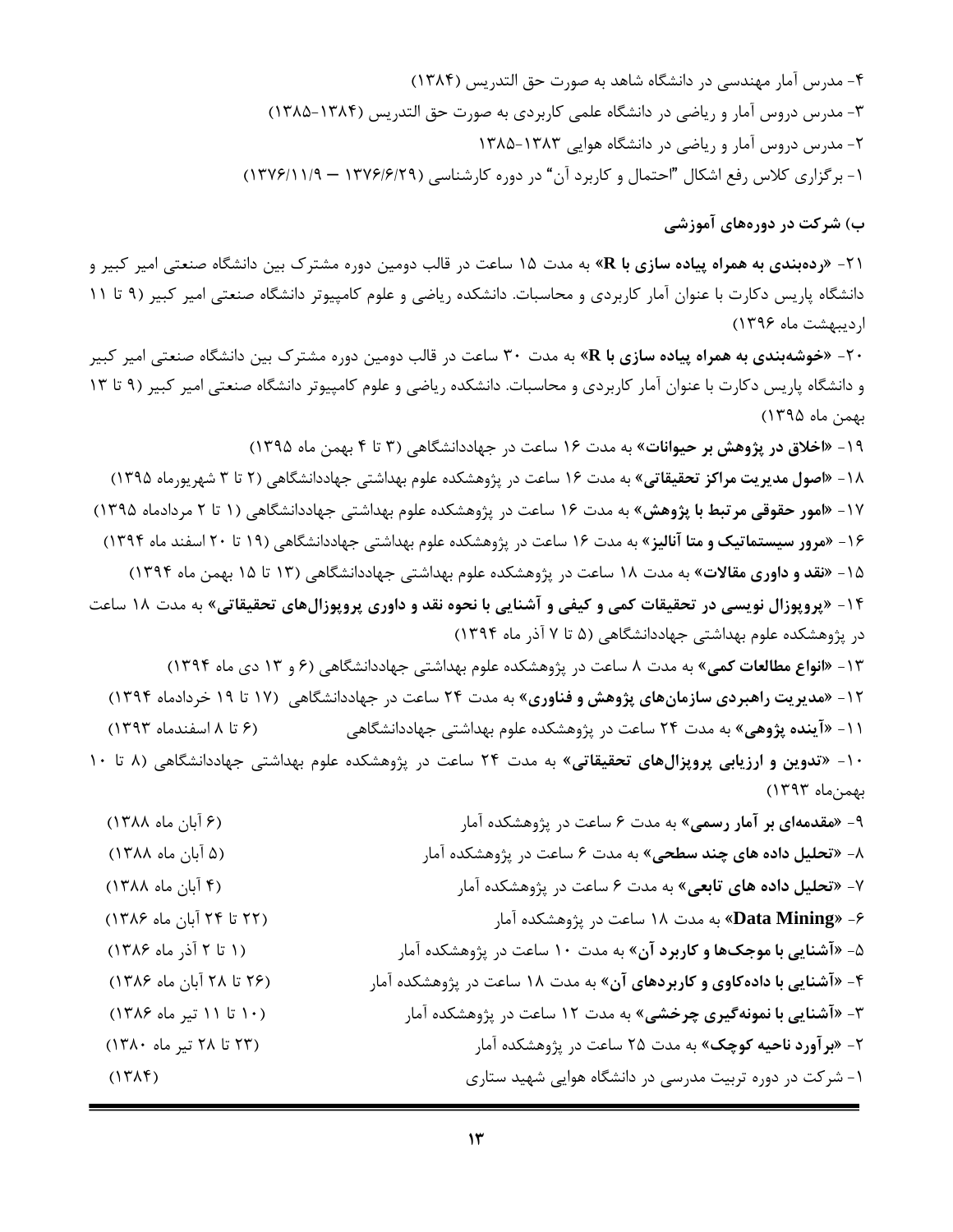۴- مدرس آمار مهندسی در دانشگاه شاهد به صورت حق التدریس (۱۳۸۴)

۳- مدرس دروس آمار و ریاضی در دانشگاه علمی کاربردی به صورت حق التدریس (۱۳۸۴-۱۳۸۵)

۲- مدرس دروس آمار و ریاضی در دانشگاه هوایی ۱۳۸۳-۱۳۸۵

۱- برگزاری کلاس رفع اشکال "احتمال و کاربرد آن" در دوره کارشناسی (۱۳۷۶/۶/۲۹ – ۱۳۷۶/۱۱/۹)

**ب) شرکت در دوره‌های آموزشی**

۲۱- «**رده‌بندی به همراه پیاده سازی با R**» به مدت ۱۵ ساعت در قالب دومین دوره مشترک بین دانشگاه صنعتی امیر کبیر و دانشگاه پاریس دکارت با عنوان آمار کاربردی و محاسبات. دانشکده ریاضی و علوم کامپیوتر دانشگاه صنعتی امیر کبیر (۹ تا ۱۱ اردیبهشت ماه ۱۳۹۶)

۲۰- «**خوشه‌بندی به همراه پیاده سازی با R**» به مدت ۳۰ ساعت در قالب دومین دوره مشترک بین دانشگاه صنعتی امیر کبیر و دانشگاه پاریس دکارت با عنوان آمار کاربردی و محاسبات. دانشکده ریاضی و علوم کامپیوتر دانشگاه صنعتی امیر کبیر (۹ تا ۱۳ بهمن ماه ۱۳۹۵)

۱۹- «**اخلاق در پژوهش بر حیوانات**» به مدت ۱۶ ساعت در جهاددانشگاهی (۳ تا ۴ بهمن ماه ۱۳۹۵)

۱۸- «**اصول مدیریت مراکز تحقیقاتی**» به مدت ۱۶ ساعت در پژوهشکده علوم بهداشتی جهاددانشگاهی (۲ تا ۳ شهریورماه ۱۳۹۵)

۱۷- «**امور حقوقی مرتبط با پژوهش**» به مدت ۱۶ ساعت در پژوهشکده علوم بهداشتی جهاددانشگاهی (۱ تا ۲ مردادماه ۱۳۹۵)

۱۶- «**مرور سیستماتیک و متا آنالیز**» به مدت ۱۶ ساعت در پژوهشکده علوم بهداشتی جهاددانشگاهی (۱۹ تا ۲۰ اسفند ماه ۱۳۹۴)

۱۵- «**نقد و داوری مقالات**» به مدت ۱۸ ساعت در پژوهشکده علوم بهداشتی جهاددانشگاهی (۱۳ تا ۱۵ بهمن ماه ۱۳۹۴)

۱۴- «**پروپوزال نویسی در تحقیقات کمی و کیفی و آشنایی با نحوه نقد و داوری پروپوزال‌های تحقیقاتی**» به مدت ۱۸ ساعت در پژوهشکده علوم بهداشتی جهاددانشگاهی (۵ تا ۷ آذر ماه ۱۳۹۴)

۱۳- «**انواع مطالعات کمی**» به مدت ۸ ساعت در پژوهشکده علوم بهداشتی جهاددانشگاهی (۶ و ۱۳ دی ماه ۱۳۹۴)

۱۲- «**مدیریت راهبردی سازمان‌های پژوهش و فناوری**» به مدت ۲۴ ساعت در جهاددانشگاهی (۱۷ تا ۱۹ خردادماه ۱۳۹۴)

۱۱- «**آینده پژوهی**» به مدت ۲۴ ساعت در پژوهشکده علوم بهداشتی جهاددانشگاهی (۶ تا ۸ اسفندماه ۱۳۹۳)

۱۰- «**تدوین و ارزیابی پروپزال‌های تحقیقاتی**» به مدت ۲۴ ساعت در پژوهشکده علوم بهداشتی جهاددانشگاهی (۸ تا ۱۰ بهمن‌ماه ۱۳۹۳)

۹- «**مقدمه‌ای بر آمار رسمی**» به مدت ۶ ساعت در پژوهشکده آمار (۶ آبان ماه ۱۳۸۸)

۸- «**تحلیل داده های چند سطحی**» به مدت ۶ ساعت در پژوهشکده آمار (۵ آبان ماه ۱۳۸۸)

۷- «**تحلیل داده های تابعی**» به مدت ۶ ساعت در پژوهشکده آمار (۴ آبان ماه ۱۳۸۸)

۶- «**Data Mining**» به مدت ۱۸ ساعت در پژوهشکده آمار (۲۲ تا ۲۴ آبان ماه ۱۳۸۶)

۵- «**آشنایی با موجک‌ها و کاربرد آن**» به مدت ۱۰ ساعت در پژوهشکده آمار (۱ تا ۲ آذر ماه ۱۳۸۶)

۴- «**آشنایی با داده‌کاوی و کاربردهای آن**» به مدت ۱۸ ساعت در پژوهشکده آمار (۲۶ تا ۲۸ آبان ماه ۱۳۸۶)

۳- «**آشنایی با نمونه‌گیری چرخشی**» به مدت ۱۲ ساعت در پژوهشکده آمار (۱۰ تا ۱۱ تیر ماه ۱۳۸۶)

۲- «**برآورد ناحیه کوچک**» به مدت ۲۵ ساعت در پژوهشکده آمار (۲۳ تا ۲۸ تیر ماه ۱۳۸۰)

۱- شرکت در دوره تربیت مدرسی در دانشگاه هوایی شهید ستاری (۱۳۸۴)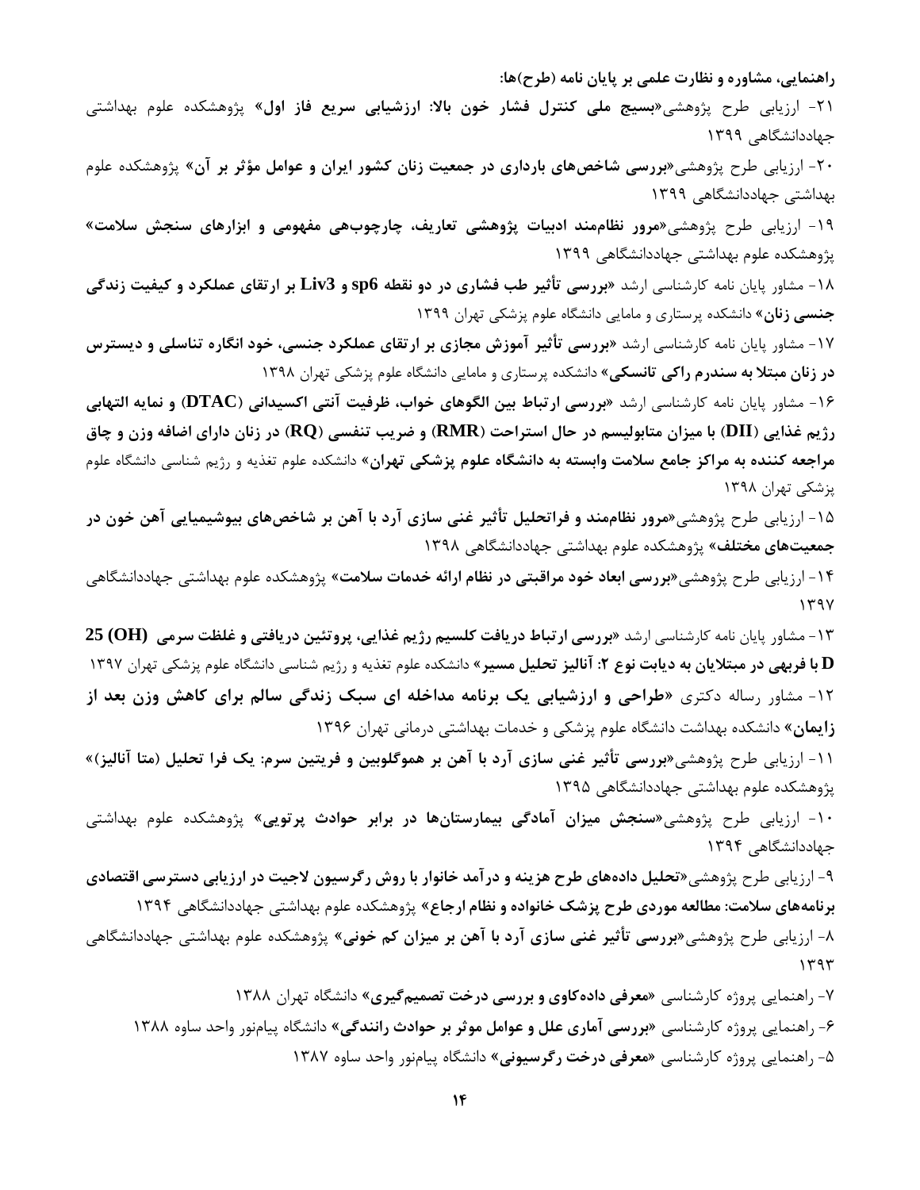**راهنمایی، مشاوره و نظارت علمی بر پایان نامه (طرح)ها:**

۲۱- ارزیابی طرح پژوهشی«**بسیج ملی کنترل فشار خون بالا: ارزشیابی سریع فاز اول**» پژوهشکده علوم بهداشتی جهاددانشگاهی ۱۳۹۹

۲۰- ارزیابی طرح پژوهشی«**بررسی شاخص‌های بارداری در جمعیت زنان کشور ایران و عوامل مؤثر بر آن**» پژوهشکده علوم بهداشتی جهاددانشگاهی ۱۳۹۹

۱۹- ارزیابی طرح پژوهشی«**مرور نظام‌مند ادبیات پژوهشی تعاریف، چارچوب‌هی مفهومی و ابزارهای سنجش سلامت**» پژوهشکده علوم بهداشتی جهاددانشگاهی ۱۳۹۹

۱۸- مشاور پایان نامه کارشناسی ارشد «**بررسی تأثیر طب فشاری در دو نقطه sp6 و Liv3 بر ارتقای عملکرد و کیفیت زندگی جنسی زنان**» دانشکده پرستاری و مامایی دانشگاه علوم پزشکی تهران ۱۳۹۹

۱۷- مشاور پایان نامه کارشناسی ارشد «**بررسی تأثیر آموزش مجازی بر ارتقای عملکرد جنسی، خود انگاره تناسلی و دیسترس در زنان مبتلا به سندرم راکی تانسکی**» دانشکده پرستاری و مامایی دانشگاه علوم پزشکی تهران ۱۳۹۸

۱۶- مشاور پایان نامه کارشناسی ارشد «**بررسی ارتباط بین الگوهای خواب، ظرفیت آنتی اکسیدانی (DTAC) و نمایه التهابی رژیم غذایی (DII) با میزان متابولیسم در حال استراحت (RMR) و ضریب تنفسی (RQ) در زنان دارای اضافه وزن و چاق مراجعه کننده به مراکز جامع سلامت وابسته به دانشگاه علوم پزشکی تهران**» دانشکده علوم تغذیه و رژیم شناسی دانشگاه علوم پزشکی تهران ۱۳۹۸

۱۵- ارزیابی طرح پژوهشی«**مرور نظام‌مند و فراتحلیل تأثیر غنی سازی آرد با آهن بر شاخص‌های بیوشیمیایی آهن خون در جمعیت‌های مختلف**» پژوهشکده علوم بهداشتی جهاددانشگاهی ۱۳۹۸

۱۴- ارزیابی طرح پژوهشی«**بررسی ابعاد خود مراقبتی در نظام ارائه خدمات سلامت**» پژوهشکده علوم بهداشتی جهاددانشگاهی ۱۳۹۷

۱۳- مشاور پایان نامه کارشناسی ارشد «**بررسی ارتباط دریافت کلسیم رژیم غذایی، پروتئین دریافتی و غلظت سرمی 25 (OH) D با فربهی در مبتلایان به دیابت نوع ۲: آنالیز تحلیل مسیر**» دانشکده علوم تغذیه و رژیم شناسی دانشگاه علوم پزشکی تهران ۱۳۹۷

۱۲- مشاور رساله دکتری «**طراحی و ارزشیابی یک برنامه مداخله ای سبک زندگی سالم برای کاهش وزن بعد از زایمان**» دانشکده بهداشت دانشگاه علوم پزشکی و خدمات بهداشتی درمانی تهران ۱۳۹۶

۱۱- ارزیابی طرح پژوهشی«**بررسی تأثیر غنی سازی آرد با آهن بر هموگلوبین و فریتین سرم: یک فرا تحلیل (متا آنالیز)**» پژوهشکده علوم بهداشتی جهاددانشگاهی ۱۳۹۵

۱۰- ارزیابی طرح پژوهشی«**سنجش میزان آمادگی بیمارستان‌ها در برابر حوادث پرتویی**» پژوهشکده علوم بهداشتی جهاددانشگاهی ۱۳۹۴

۹- ارزیابی طرح پژوهشی«**تحلیل داده‌های طرح هزینه و درآمد خانوار با روش رگرسیون لاجیت در ارزیابی دسترسی اقتصادی برنامه‌های سلامت: مطالعه موردی طرح پزشک خانواده و نظام ارجاع**» پژوهشکده علوم بهداشتی جهاددانشگاهی ۱۳۹۴

۸- ارزیابی طرح پژوهشی«**بررسی تأثیر غنی سازی آرد با آهن بر میزان کم خونی**» پژوهشکده علوم بهداشتی جهاددانشگاهی ۱۳۹۳

۷- راهنمایی پروژه کارشناسی «**معرفی داده‌کاوی و بررسی درخت تصمیم‌گیری**» دانشگاه تهران ۱۳۸۸

۶- راهنمایی پروژه کارشناسی «**بررسی آماری علل و عوامل موثر بر حوادث رانندگی**» دانشگاه پیام‌نور واحد ساوه ۱۳۸۸

۵- راهنمایی پروژه کارشناسی «**معرفی درخت رگرسیونی**» دانشگاه پیام‌نور واحد ساوه ۱۳۸۷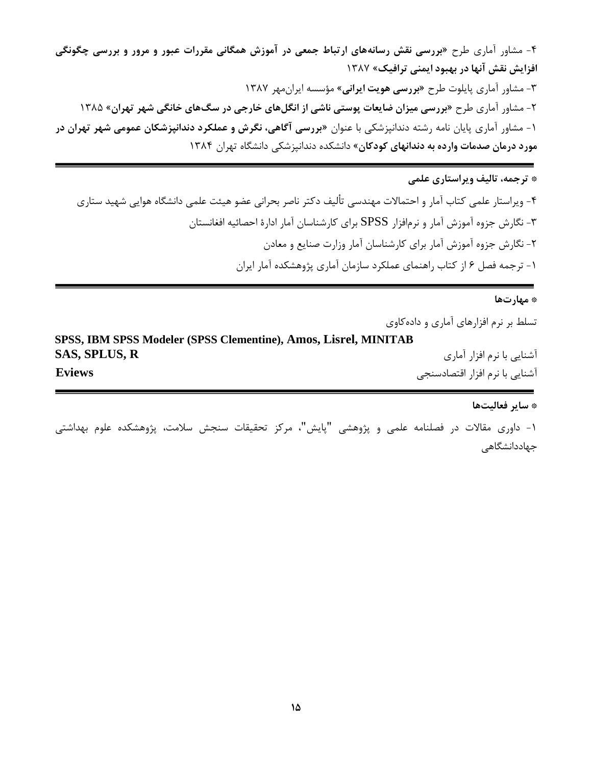۴- مشاور آماری طرح «**بررسی نقش رسانه‌های ارتباط جمعی در آموزش همگانی مقررات عبور و مرور و بررسی چگونگی افزایش نقش آنها در بهبود ایمنی ترافیک**» ۱۳۸۷

۳- مشاور آماری پایلوت طرح «**بررسی هویت ایرانی**» مؤسسه ایران‌مهر ۱۳۸۷

۲- مشاور آماری طرح «**بررسی میزان ضایعات پوستی ناشی از انگل‌های خارجی در سگ‌های خانگی شهر تهران**» ۱۳۸۵

۱- مشاور آماری پایان نامه رشته دندانپزشکی با عنوان «**بررسی آگاهی، نگرش و عملکرد دندانپزشکان عمومی شهر تهران در مورد درمان صدمات وارده به دندانهای کودکان**» دانشکده دندانپزشکی دانشگاه تهران ۱۳۸۴

---

**\* ترجمه، تالیف ویراستاری علمی**

۴- ویراستار علمی کتاب آمار و احتمالات مهندسی تألیف دکتر ناصر بحرانی عضو هیئت علمی دانشگاه هوایی شهید ستاری

۳- نگارش جزوه آموزش آمار و نرم‌افزار SPSS برای کارشناسان آمار ادارهٔ احصائیه افغانستان

۲- نگارش جزوه آموزش آمار برای کارشناسان آمار وزارت صنایع و معادن

۱- ترجمه فصل ۶ از کتاب راهنمای عملکرد سازمان آماری پژوهشکده آمار ایران

---

**\* مهارت‌ها**

تسلط بر نرم افزارهای آماری و داده‌کاوی

**SPSS, IBM SPSS Modeler (SPSS Clementine), Amos, Lisrel, MINITAB**

آشنایی با نرم افزار آماری **SAS, SPLUS, R**

آشنایی با نرم افزار اقتصادسنجی **Eviews**

---

**\* سایر فعالیت‌ها**

۱- داوری مقالات در فصلنامه علمی و پژوهشی "پایش"، مرکز تحقیقات سنجش سلامت، پژوهشکده علوم بهداشتی جهاددانشگاهی